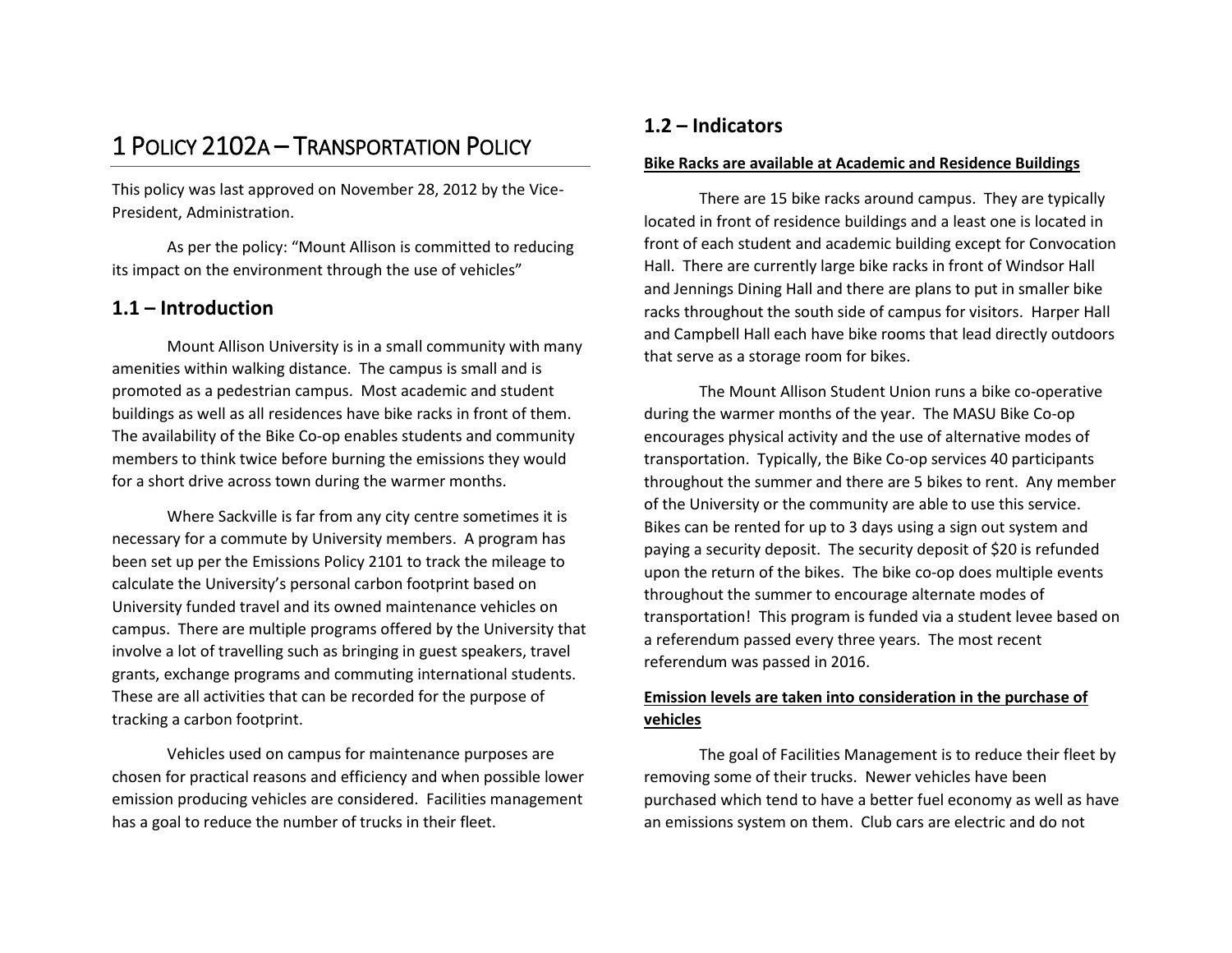# 1 Policy 2102a – Transportation Policy

This policy was last approved on November 28, 2012 by the Vice-President, Administration.

As per the policy: "Mount Allison is committed to reducing its impact on the environment through the use of vehicles"

## 1.1 – Introduction

Mount Allison University is in a small community with many amenities within walking distance. The campus is small and is promoted as a pedestrian campus. Most academic and student buildings as well as all residences have bike racks in front of them. The availability of the Bike Co-op enables students and community members to think twice before burning the emissions they would for a short drive across town during the warmer months.

Where Sackville is far from any city centre sometimes it is necessary for a commute by University members. A program has been set up per the Emissions Policy 2101 to track the mileage to calculate the University's personal carbon footprint based on University funded travel and its owned maintenance vehicles on campus. There are multiple programs offered by the University that involve a lot of travelling such as bringing in guest speakers, travel grants, exchange programs and commuting international students. These are all activities that can be recorded for the purpose of tracking a carbon footprint.

Vehicles used on campus for maintenance purposes are chosen for practical reasons and efficiency and when possible lower emission producing vehicles are considered. Facilities management has a goal to reduce the number of trucks in their fleet.

## 1.2 – Indicators

**Bike Racks are available at Academic and Residence Buildings**

There are 15 bike racks around campus. They are typically located in front of residence buildings and a least one is located in front of each student and academic building except for Convocation Hall. There are currently large bike racks in front of Windsor Hall and Jennings Dining Hall and there are plans to put in smaller bike racks throughout the south side of campus for visitors. Harper Hall and Campbell Hall each have bike rooms that lead directly outdoors that serve as a storage room for bikes.

The Mount Allison Student Union runs a bike co-operative during the warmer months of the year. The MASU Bike Co-op encourages physical activity and the use of alternative modes of transportation. Typically, the Bike Co-op services 40 participants throughout the summer and there are 5 bikes to rent. Any member of the University or the community are able to use this service. Bikes can be rented for up to 3 days using a sign out system and paying a security deposit. The security deposit of $20 is refunded upon the return of the bikes. The bike co-op does multiple events throughout the summer to encourage alternate modes of transportation! This program is funded via a student levee based on a referendum passed every three years. The most recent referendum was passed in 2016.

**Emission levels are taken into consideration in the purchase of vehicles**

The goal of Facilities Management is to reduce their fleet by removing some of their trucks. Newer vehicles have been purchased which tend to have a better fuel economy as well as have an emissions system on them. Club cars are electric and do not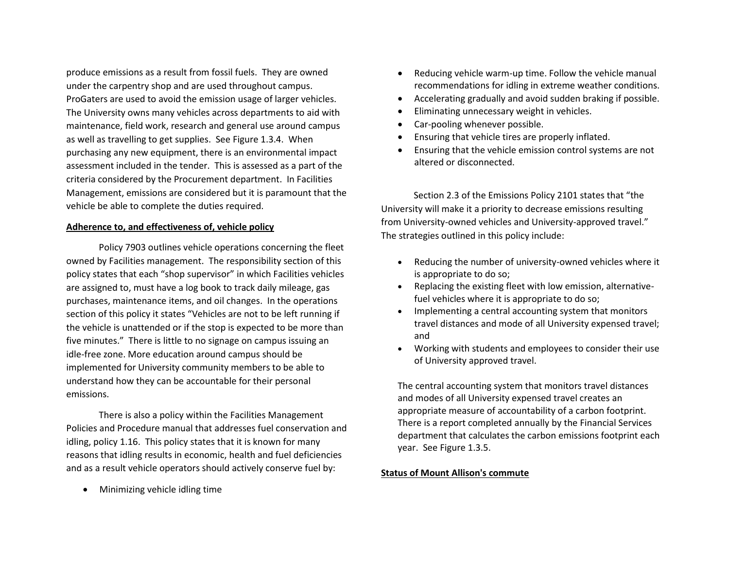produce emissions as a result from fossil fuels. They are owned under the carpentry shop and are used throughout campus. ProGaters are used to avoid the emission usage of larger vehicles. The University owns many vehicles across departments to aid with maintenance, field work, research and general use around campus as well as travelling to get supplies. See Figure 1.3.4. When purchasing any new equipment, there is an environmental impact assessment included in the tender. This is assessed as a part of the criteria considered by the Procurement department. In Facilities Management, emissions are considered but it is paramount that the vehicle be able to complete the duties required.

**Adherence to, and effectiveness of, vehicle policy**

Policy 7903 outlines vehicle operations concerning the fleet owned by Facilities management. The responsibility section of this policy states that each "shop supervisor" in which Facilities vehicles are assigned to, must have a log book to track daily mileage, gas purchases, maintenance items, and oil changes. In the operations section of this policy it states "Vehicles are not to be left running if the vehicle is unattended or if the stop is expected to be more than five minutes." There is little to no signage on campus issuing an idle-free zone. More education around campus should be implemented for University community members to be able to understand how they can be accountable for their personal emissions.

There is also a policy within the Facilities Management Policies and Procedure manual that addresses fuel conservation and idling, policy 1.16. This policy states that it is known for many reasons that idling results in economic, health and fuel deficiencies and as a result vehicle operators should actively conserve fuel by:

- Minimizing vehicle idling time
- Reducing vehicle warm-up time. Follow the vehicle manual recommendations for idling in extreme weather conditions.
- Accelerating gradually and avoid sudden braking if possible.
- Eliminating unnecessary weight in vehicles.
- Car-pooling whenever possible.
- Ensuring that vehicle tires are properly inflated.
- Ensuring that the vehicle emission control systems are not altered or disconnected.

Section 2.3 of the Emissions Policy 2101 states that "the University will make it a priority to decrease emissions resulting from University-owned vehicles and University-approved travel." The strategies outlined in this policy include:

- Reducing the number of university-owned vehicles where it is appropriate to do so;
- Replacing the existing fleet with low emission, alternative-fuel vehicles where it is appropriate to do so;
- Implementing a central accounting system that monitors travel distances and mode of all University expensed travel; and
- Working with students and employees to consider their use of University approved travel.

The central accounting system that monitors travel distances and modes of all University expensed travel creates an appropriate measure of accountability of a carbon footprint. There is a report completed annually by the Financial Services department that calculates the carbon emissions footprint each year. See Figure 1.3.5.

**Status of Mount Allison's commute**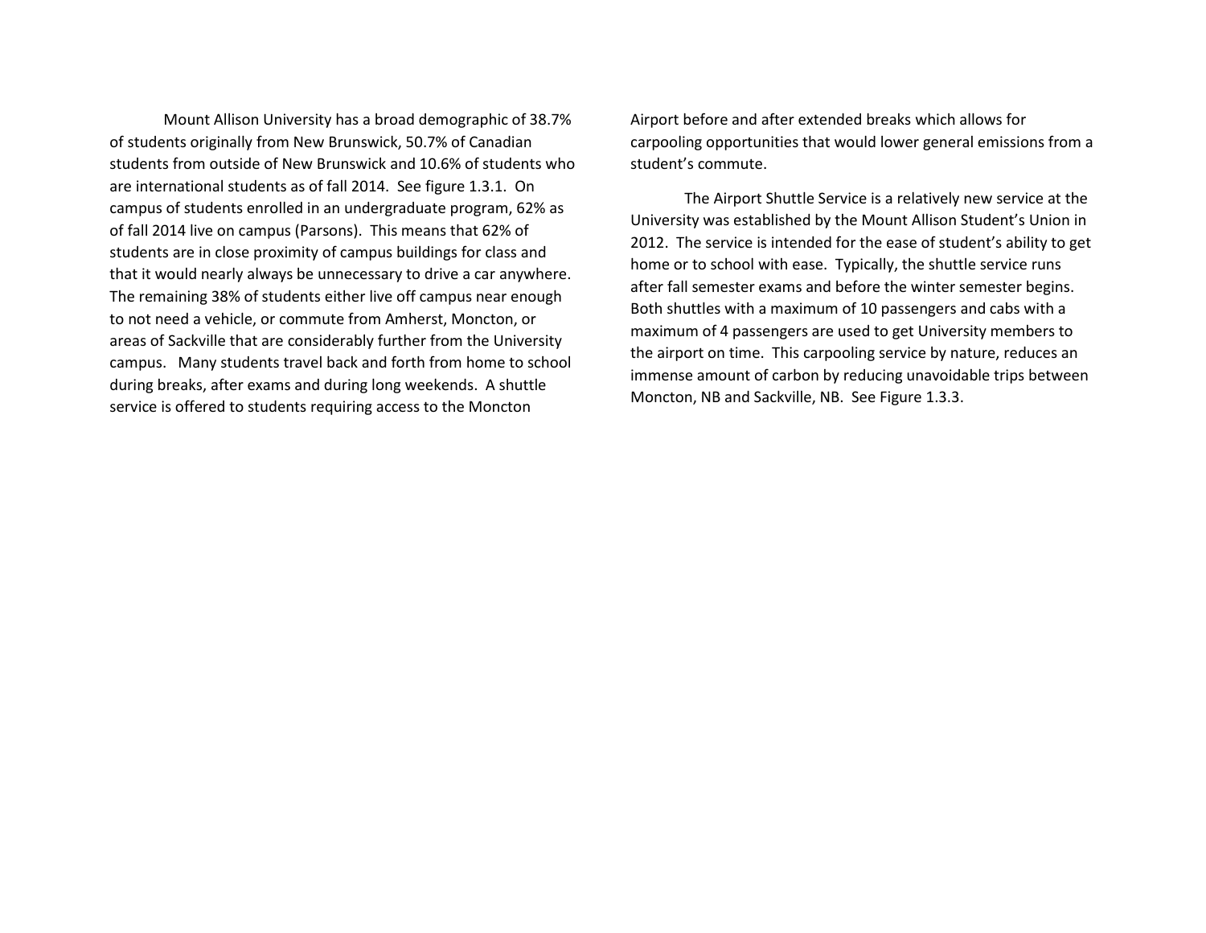Mount Allison University has a broad demographic of 38.7% of students originally from New Brunswick, 50.7% of Canadian students from outside of New Brunswick and 10.6% of students who are international students as of fall 2014. See figure 1.3.1. On campus of students enrolled in an undergraduate program, 62% as of fall 2014 live on campus (Parsons). This means that 62% of students are in close proximity of campus buildings for class and that it would nearly always be unnecessary to drive a car anywhere. The remaining 38% of students either live off campus near enough to not need a vehicle, or commute from Amherst, Moncton, or areas of Sackville that are considerably further from the University campus. Many students travel back and forth from home to school during breaks, after exams and during long weekends. A shuttle service is offered to students requiring access to the Moncton Airport before and after extended breaks which allows for carpooling opportunities that would lower general emissions from a student's commute.

The Airport Shuttle Service is a relatively new service at the University was established by the Mount Allison Student's Union in 2012. The service is intended for the ease of student's ability to get home or to school with ease. Typically, the shuttle service runs after fall semester exams and before the winter semester begins. Both shuttles with a maximum of 10 passengers and cabs with a maximum of 4 passengers are used to get University members to the airport on time. This carpooling service by nature, reduces an immense amount of carbon by reducing unavoidable trips between Moncton, NB and Sackville, NB. See Figure 1.3.3.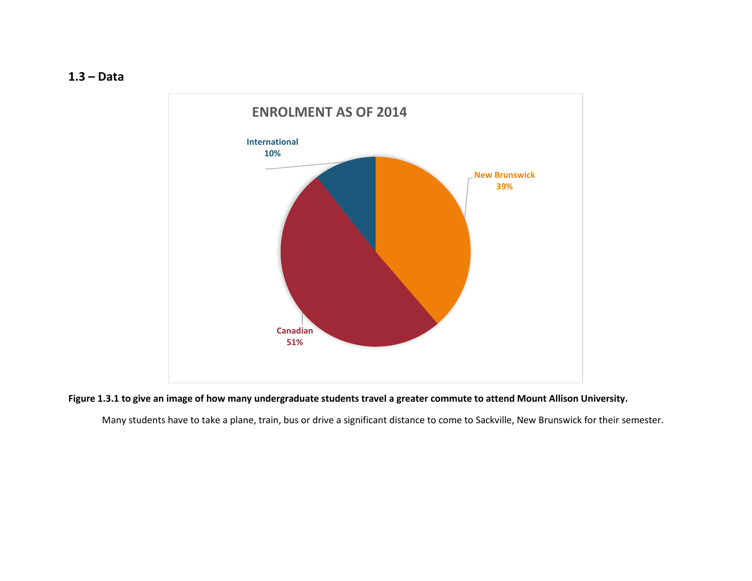## 1.3 – Data

ENROLMENT AS OF 2014

International 10%

New Brunswick 39%

Canadian 51%

**Figure 1.3.1 to give an image of how many undergraduate students travel a greater commute to attend Mount Allison University.**

Many students have to take a plane, train, bus or drive a significant distance to come to Sackville, New Brunswick for their semester.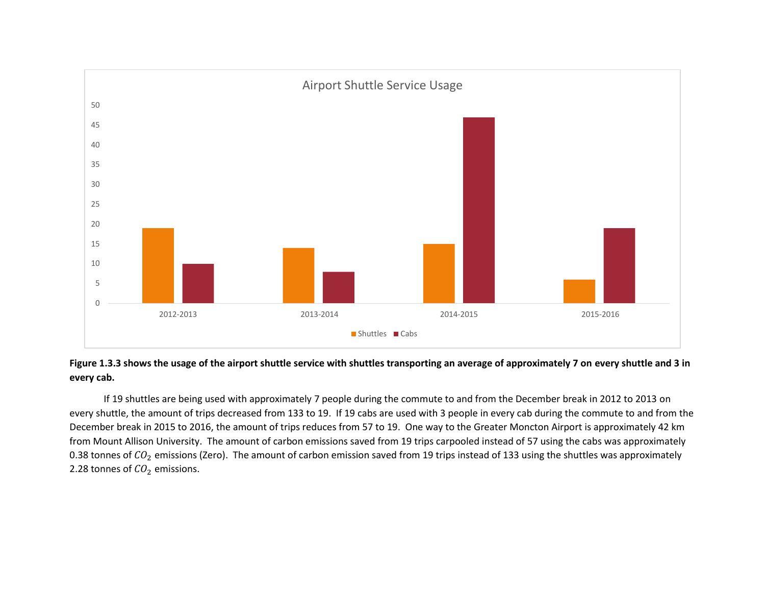Figure 1.3.3 — Airport Shuttle Service Usage

| Year | Shuttles | Cabs |
| --- | --- | --- |
| 2012-2013 | 19 | 10 |
| 2013-2014 | 14 | 8 |
| 2014-2015 | 15 | 47 |
| 2015-2016 | 6 | 19 |

**Figure 1.3.3 shows the usage of the airport shuttle service with shuttles transporting an average of approximately 7 on every shuttle and 3 in every cab.**

If 19 shuttles are being used with approximately 7 people during the commute to and from the December break in 2012 to 2013 on every shuttle, the amount of trips decreased from 133 to 19. If 19 cabs are used with 3 people in every cab during the commute to and from the December break in 2015 to 2016, the amount of trips reduces from 57 to 19. One way to the Greater Moncton Airport is approximately 42 km from Mount Allison University. The amount of carbon emissions saved from 19 trips carpooled instead of 57 using the cabs was approximately 0.38 tonnes of $CO_2$ emissions (Zero). The amount of carbon emission saved from 19 trips instead of 133 using the shuttles was approximately 2.28 tonnes of $CO_2$ emissions.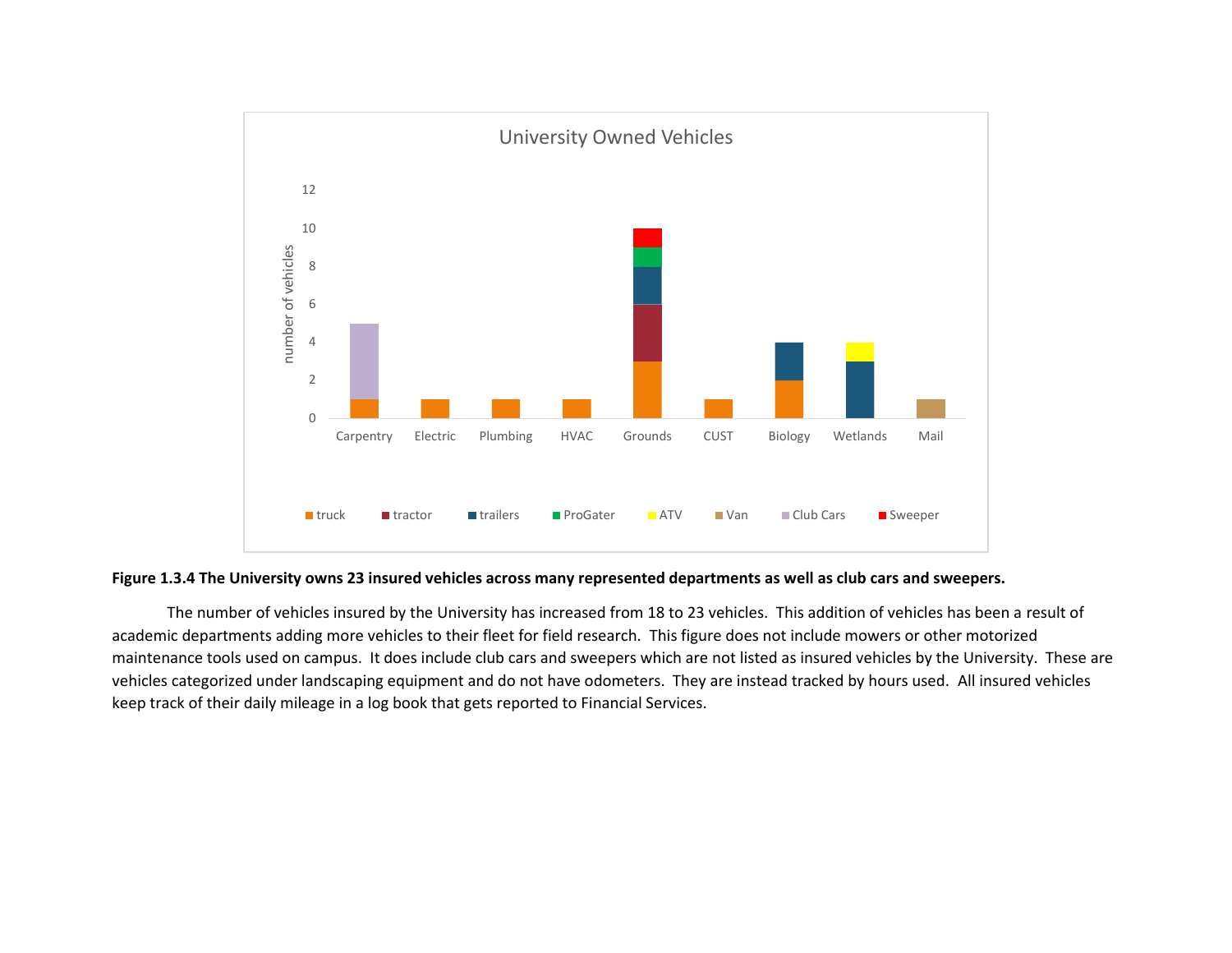**Figure 1.3.4 The University owns 23 insured vehicles across many represented departments as well as club cars and sweepers.**

The number of vehicles insured by the University has increased from 18 to 23 vehicles. This addition of vehicles has been a result of academic departments adding more vehicles to their fleet for field research. This figure does not include mowers or other motorized maintenance tools used on campus. It does include club cars and sweepers which are not listed as insured vehicles by the University. These are vehicles categorized under landscaping equipment and do not have odometers. They are instead tracked by hours used. All insured vehicles keep track of their daily mileage in a log book that gets reported to Financial Services.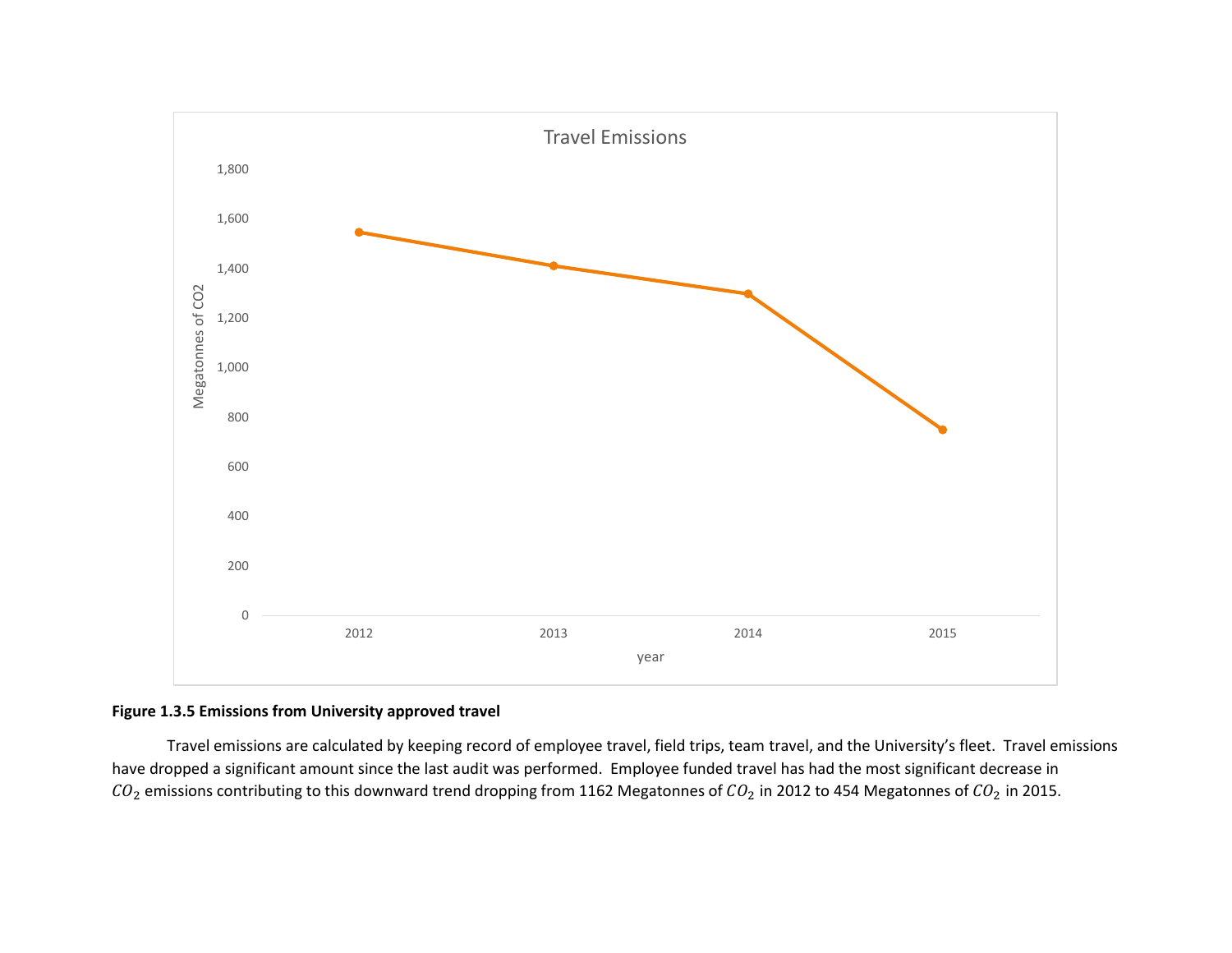**Figure 1.3.5 Emissions from University approved travel**

Travel emissions are calculated by keeping record of employee travel, field trips, team travel, and the University's fleet. Travel emissions have dropped a significant amount since the last audit was performed. Employee funded travel has had the most significant decrease in $CO_2$ emissions contributing to this downward trend dropping from 1162 Megatonnes of $CO_2$ in 2012 to 454 Megatonnes of $CO_2$ in 2015.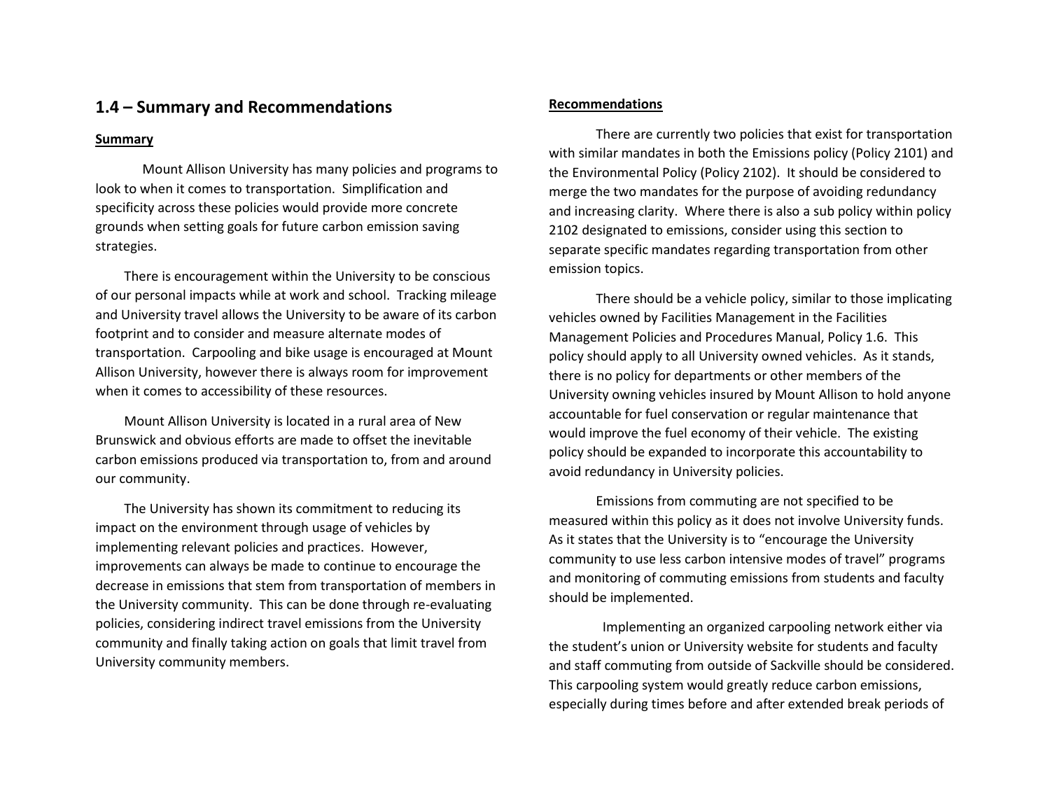## 1.4 – Summary and Recommendations

**Summary**

Mount Allison University has many policies and programs to look to when it comes to transportation. Simplification and specificity across these policies would provide more concrete grounds when setting goals for future carbon emission saving strategies.

There is encouragement within the University to be conscious of our personal impacts while at work and school. Tracking mileage and University travel allows the University to be aware of its carbon footprint and to consider and measure alternate modes of transportation. Carpooling and bike usage is encouraged at Mount Allison University, however there is always room for improvement when it comes to accessibility of these resources.

Mount Allison University is located in a rural area of New Brunswick and obvious efforts are made to offset the inevitable carbon emissions produced via transportation to, from and around our community.

The University has shown its commitment to reducing its impact on the environment through usage of vehicles by implementing relevant policies and practices. However, improvements can always be made to continue to encourage the decrease in emissions that stem from transportation of members in the University community. This can be done through re-evaluating policies, considering indirect travel emissions from the University community and finally taking action on goals that limit travel from University community members.

**Recommendations**

There are currently two policies that exist for transportation with similar mandates in both the Emissions policy (Policy 2101) and the Environmental Policy (Policy 2102). It should be considered to merge the two mandates for the purpose of avoiding redundancy and increasing clarity. Where there is also a sub policy within policy 2102 designated to emissions, consider using this section to separate specific mandates regarding transportation from other emission topics.

There should be a vehicle policy, similar to those implicating vehicles owned by Facilities Management in the Facilities Management Policies and Procedures Manual, Policy 1.6. This policy should apply to all University owned vehicles. As it stands, there is no policy for departments or other members of the University owning vehicles insured by Mount Allison to hold anyone accountable for fuel conservation or regular maintenance that would improve the fuel economy of their vehicle. The existing policy should be expanded to incorporate this accountability to avoid redundancy in University policies.

Emissions from commuting are not specified to be measured within this policy as it does not involve University funds. As it states that the University is to "encourage the University community to use less carbon intensive modes of travel" programs and monitoring of commuting emissions from students and faculty should be implemented.

Implementing an organized carpooling network either via the student's union or University website for students and faculty and staff commuting from outside of Sackville should be considered. This carpooling system would greatly reduce carbon emissions, especially during times before and after extended break periods of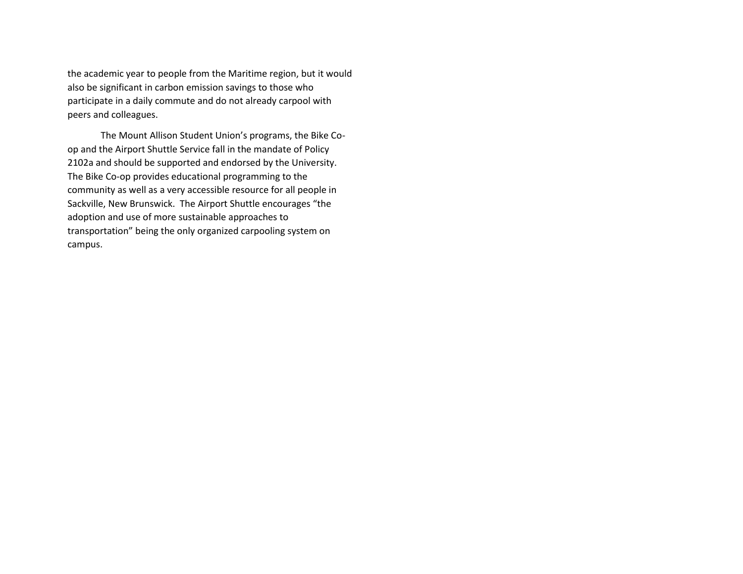the academic year to people from the Maritime region, but it would also be significant in carbon emission savings to those who participate in a daily commute and do not already carpool with peers and colleagues.

The Mount Allison Student Union's programs, the Bike Co-op and the Airport Shuttle Service fall in the mandate of Policy 2102a and should be supported and endorsed by the University. The Bike Co-op provides educational programming to the community as well as a very accessible resource for all people in Sackville, New Brunswick. The Airport Shuttle encourages "the adoption and use of more sustainable approaches to transportation" being the only organized carpooling system on campus.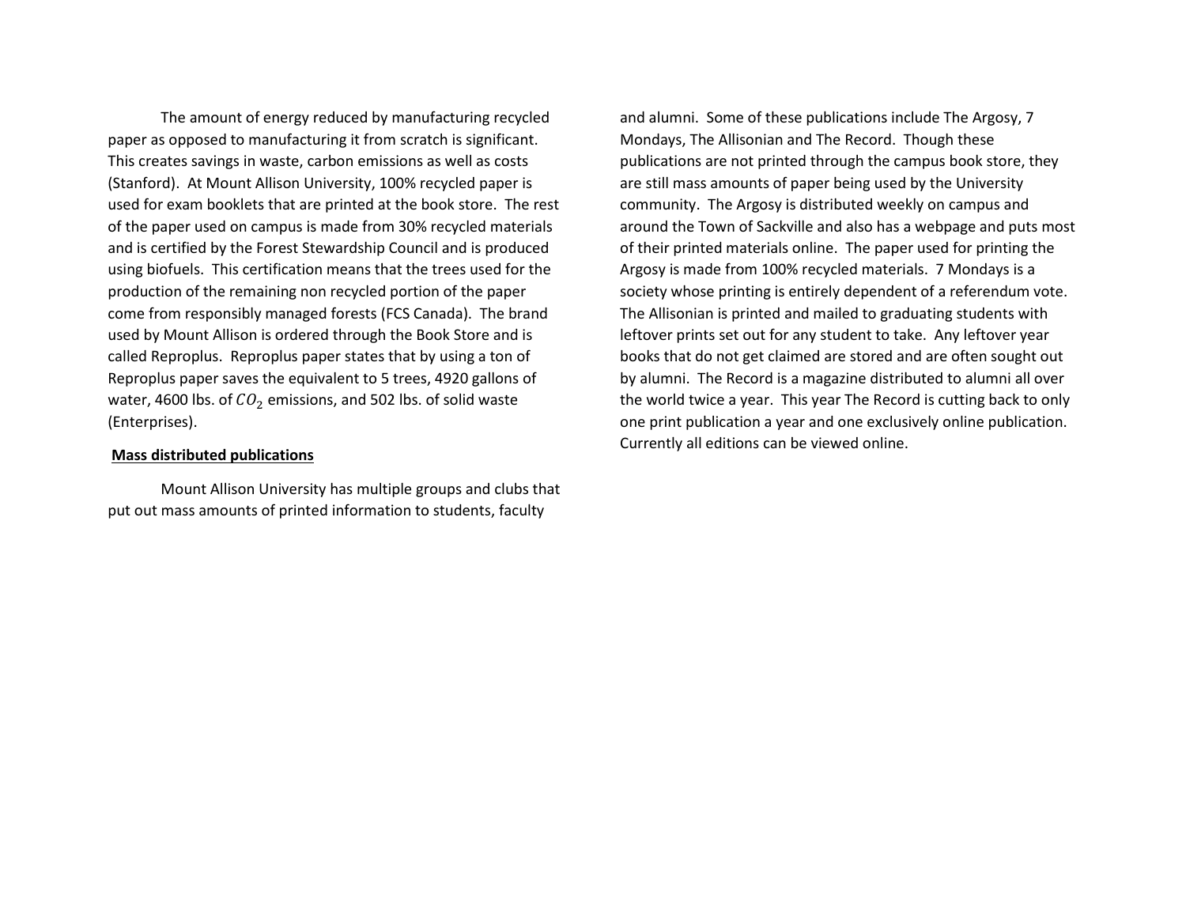The amount of energy reduced by manufacturing recycled paper as opposed to manufacturing it from scratch is significant. This creates savings in waste, carbon emissions as well as costs (Stanford). At Mount Allison University, 100% recycled paper is used for exam booklets that are printed at the book store. The rest of the paper used on campus is made from 30% recycled materials and is certified by the Forest Stewardship Council and is produced using biofuels. This certification means that the trees used for the production of the remaining non recycled portion of the paper come from responsibly managed forests (FCS Canada). The brand used by Mount Allison is ordered through the Book Store and is called Reproplus. Reproplus paper states that by using a ton of Reproplus paper saves the equivalent to 5 trees, 4920 gallons of water, 4600 lbs. of $CO_2$ emissions, and 502 lbs. of solid waste (Enterprises).

**Mass distributed publications**

Mount Allison University has multiple groups and clubs that put out mass amounts of printed information to students, faculty and alumni. Some of these publications include The Argosy, 7 Mondays, The Allisonian and The Record. Though these publications are not printed through the campus book store, they are still mass amounts of paper being used by the University community. The Argosy is distributed weekly on campus and around the Town of Sackville and also has a webpage and puts most of their printed materials online. The paper used for printing the Argosy is made from 100% recycled materials. 7 Mondays is a society whose printing is entirely dependent of a referendum vote. The Allisonian is printed and mailed to graduating students with leftover prints set out for any student to take. Any leftover year books that do not get claimed are stored and are often sought out by alumni. The Record is a magazine distributed to alumni all over the world twice a year. This year The Record is cutting back to only one print publication a year and one exclusively online publication. Currently all editions can be viewed online.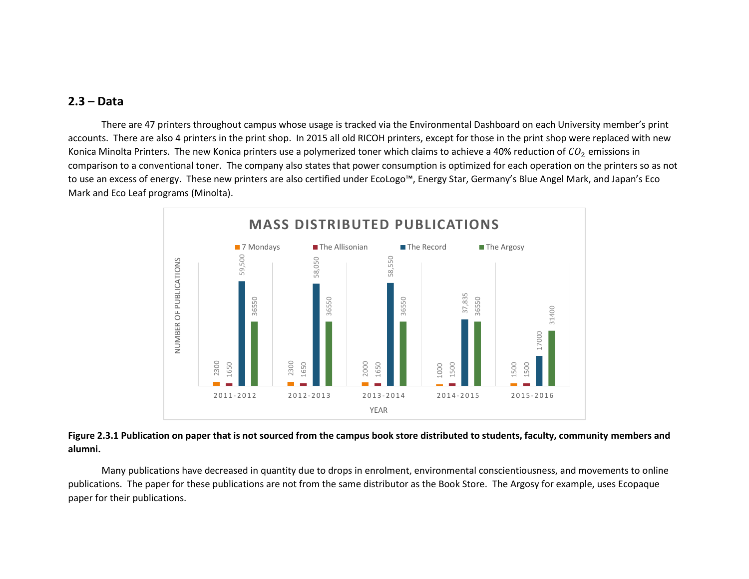## 2.3 – Data

There are 47 printers throughout campus whose usage is tracked via the Environmental Dashboard on each University member's print accounts. There are also 4 printers in the print shop. In 2015 all old RICOH printers, except for those in the print shop were replaced with new Konica Minolta Printers. The new Konica printers use a polymerized toner which claims to achieve a 40% reduction of $CO_2$ emissions in comparison to a conventional toner. The company also states that power consumption is optimized for each operation on the printers so as not to use an excess of energy. These new printers are also certified under EcoLogo™, Energy Star, Germany's Blue Angel Mark, and Japan's Eco Mark and Eco Leaf programs (Minolta).

**MASS DISTRIBUTED PUBLICATIONS**

| YEAR | 7 Mondays | The Allisonian | The Record | The Argosy |
|---|---|---|---|---|
| 2011-2012 | 2300 | 1650 | 59,500 | 36550 |
| 2012-2013 | 2300 | 1650 | 58,050 | 36550 |
| 2013-2014 | 2000 | 1650 | 58,550 | 36550 |
| 2014-2015 | 1000 | 1500 | 37,835 | 36550 |
| 2015-2016 | 1500 | 1500 | 17000 | 31400 |

**Figure 2.3.1 Publication on paper that is not sourced from the campus book store distributed to students, faculty, community members and alumni.**

Many publications have decreased in quantity due to drops in enrolment, environmental conscientiousness, and movements to online publications. The paper for these publications are not from the same distributor as the Book Store. The Argosy for example, uses Ecopaque paper for their publications.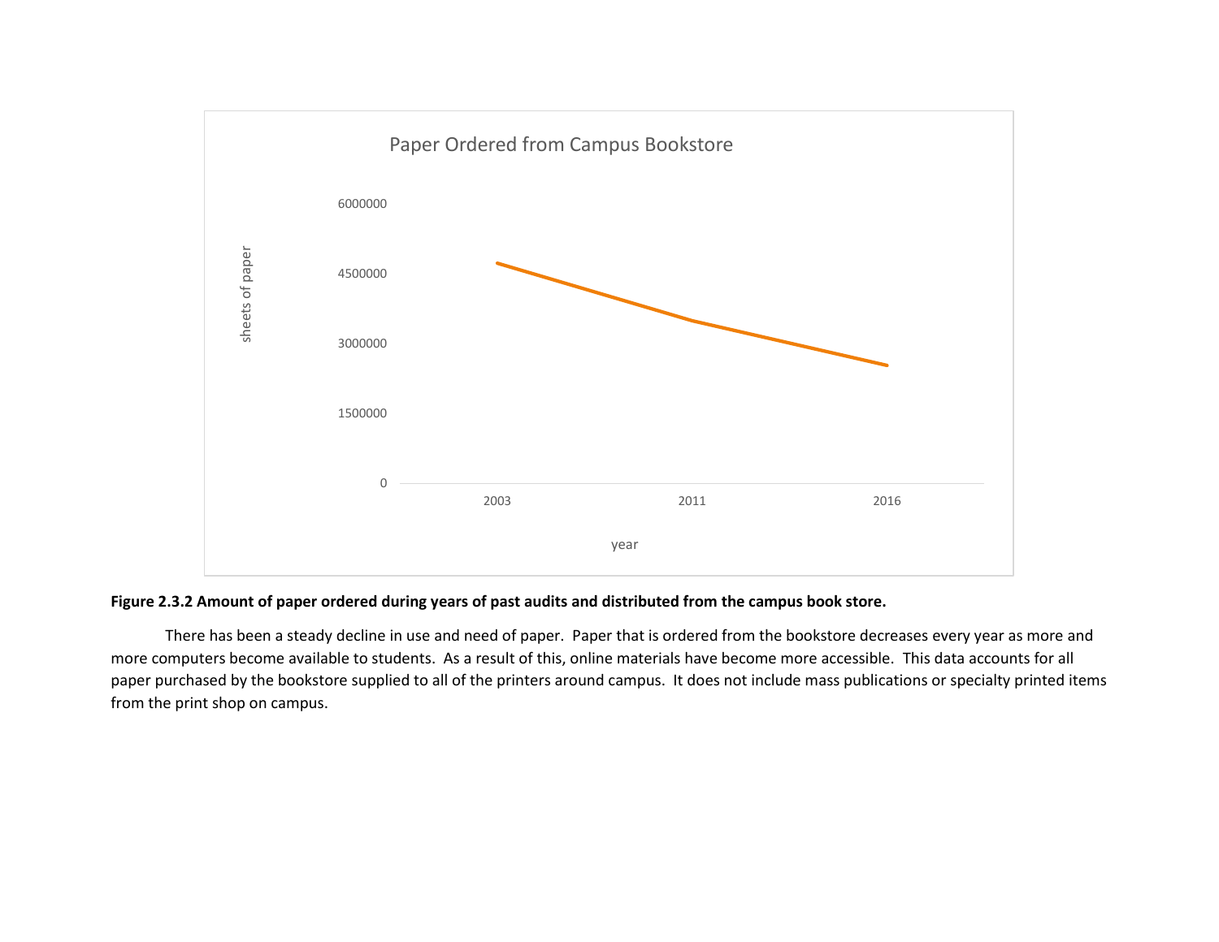**Figure 2.3.2 Amount of paper ordered during years of past audits and distributed from the campus book store.**

There has been a steady decline in use and need of paper. Paper that is ordered from the bookstore decreases every year as more and more computers become available to students. As a result of this, online materials have become more accessible. This data accounts for all paper purchased by the bookstore supplied to all of the printers around campus. It does not include mass publications or specialty printed items from the print shop on campus.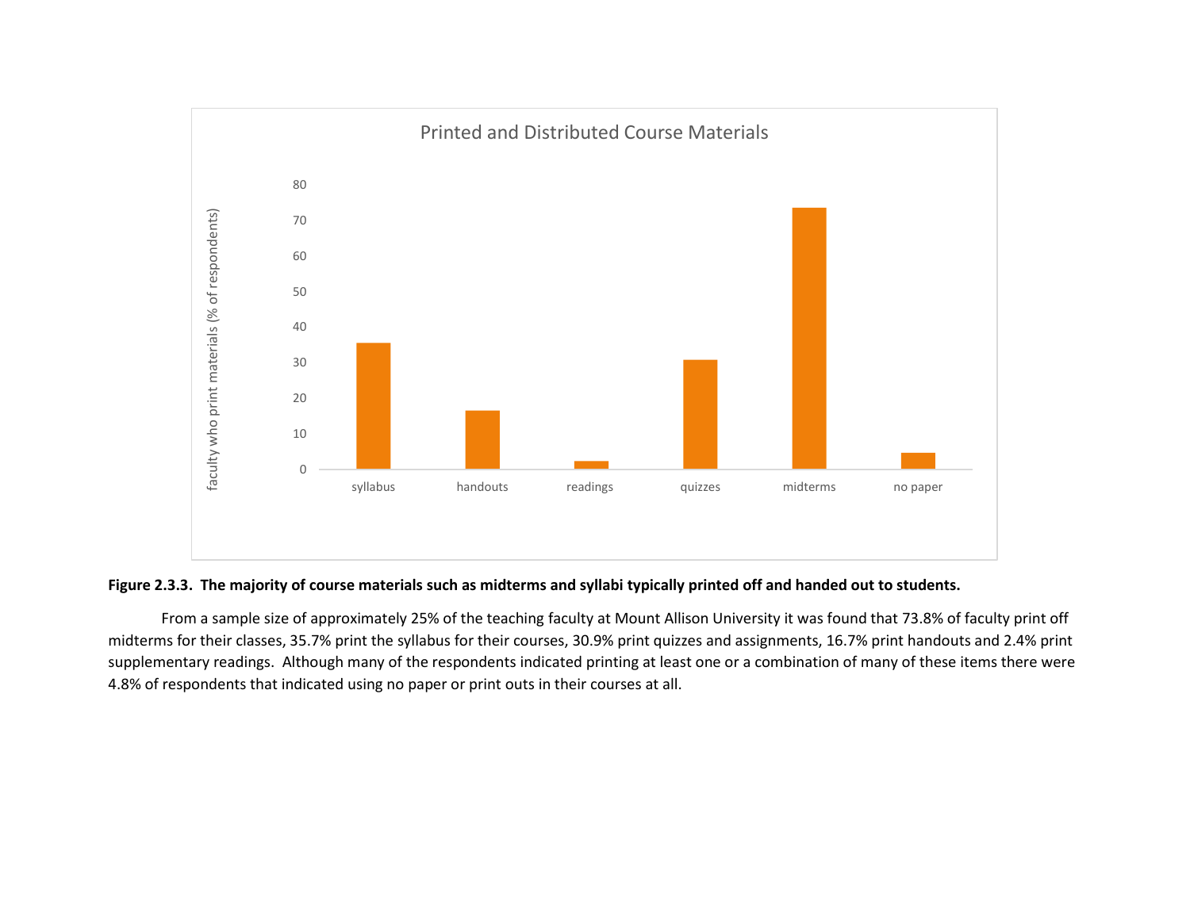**Figure 2.3.3. The majority of course materials such as midterms and syllabi typically printed off and handed out to students.**

From a sample size of approximately 25% of the teaching faculty at Mount Allison University it was found that 73.8% of faculty print off midterms for their classes, 35.7% print the syllabus for their courses, 30.9% print quizzes and assignments, 16.7% print handouts and 2.4% print supplementary readings. Although many of the respondents indicated printing at least one or a combination of many of these items there were 4.8% of respondents that indicated using no paper or print outs in their courses at all.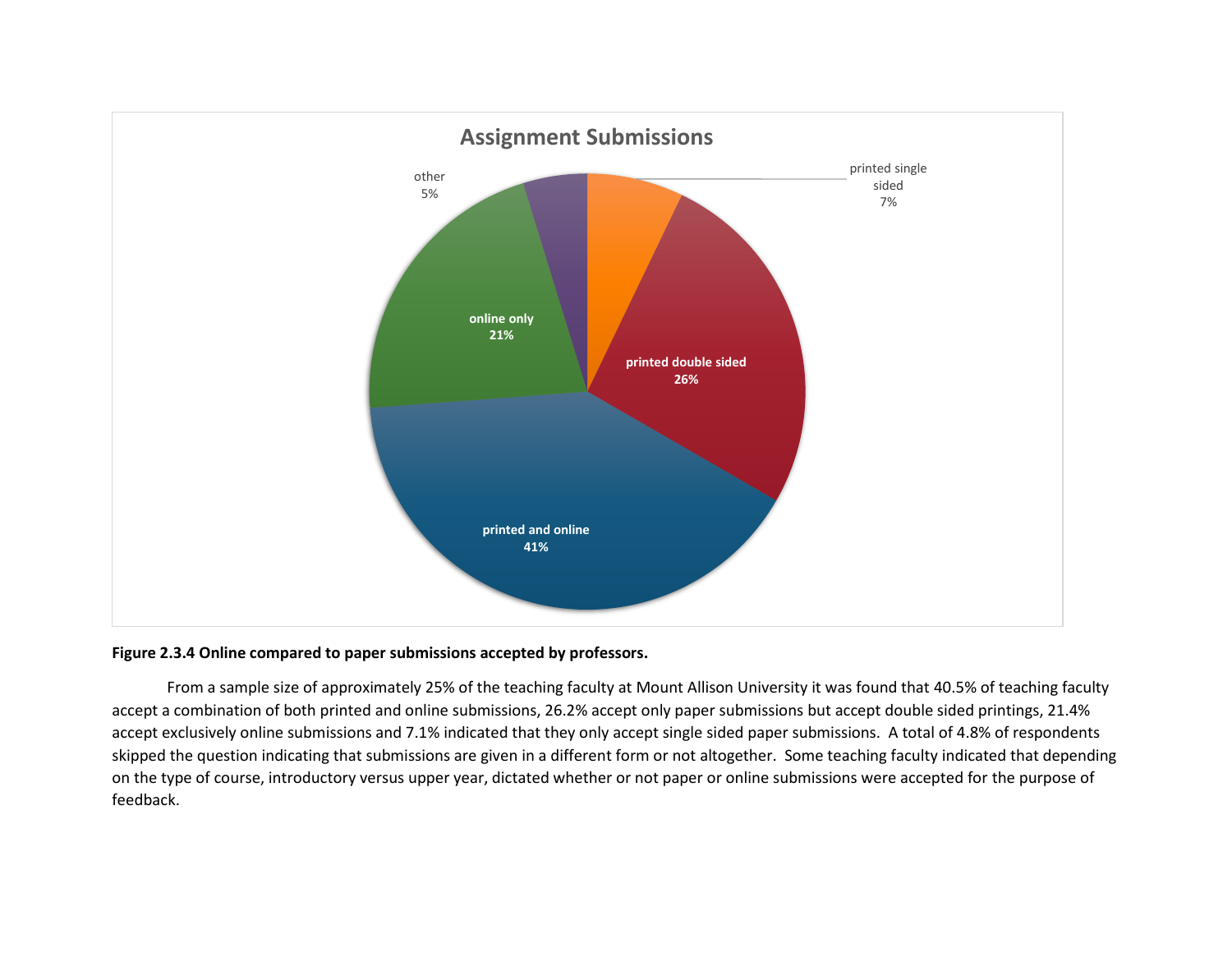**Figure 2.3.4 Online compared to paper submissions accepted by professors.**

From a sample size of approximately 25% of the teaching faculty at Mount Allison University it was found that 40.5% of teaching faculty accept a combination of both printed and online submissions, 26.2% accept only paper submissions but accept double sided printings, 21.4% accept exclusively online submissions and 7.1% indicated that they only accept single sided paper submissions. A total of 4.8% of respondents skipped the question indicating that submissions are given in a different form or not altogether. Some teaching faculty indicated that depending on the type of course, introductory versus upper year, dictated whether or not paper or online submissions were accepted for the purpose of feedback.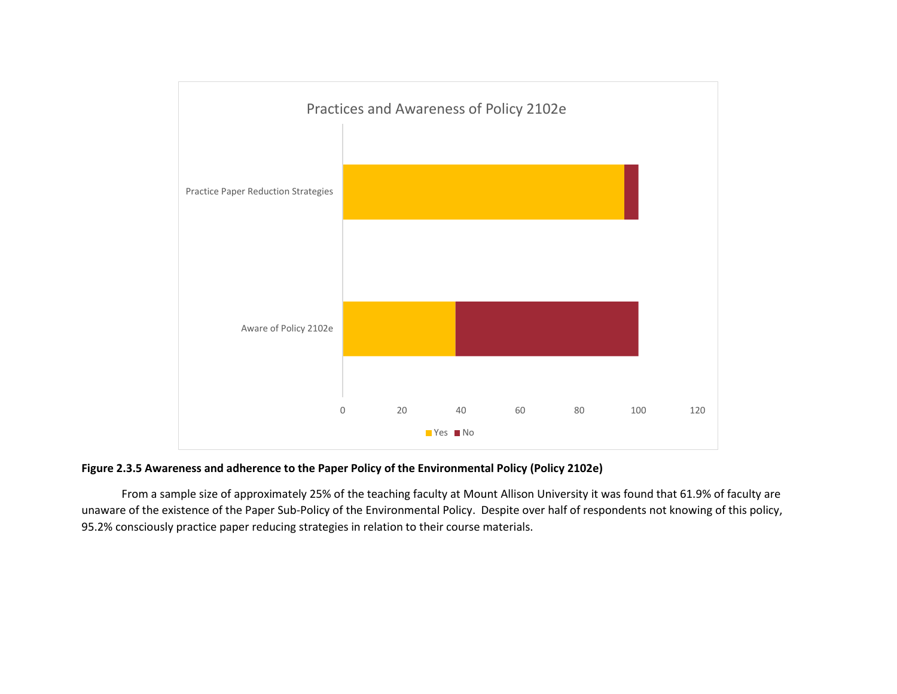**Figure 2.3.5 Awareness and adherence to the Paper Policy of the Environmental Policy (Policy 2102e)**

From a sample size of approximately 25% of the teaching faculty at Mount Allison University it was found that 61.9% of faculty are unaware of the existence of the Paper Sub-Policy of the Environmental Policy. Despite over half of respondents not knowing of this policy, 95.2% consciously practice paper reducing strategies in relation to their course materials.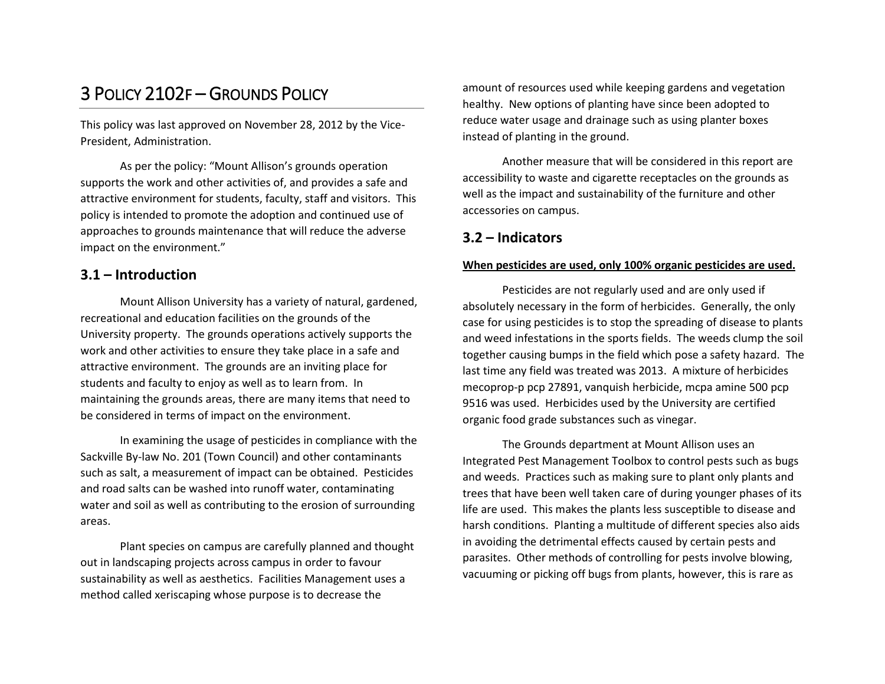# 3 Policy 2102f – Grounds Policy

This policy was last approved on November 28, 2012 by the Vice-President, Administration.

As per the policy: "Mount Allison's grounds operation supports the work and other activities of, and provides a safe and attractive environment for students, faculty, staff and visitors. This policy is intended to promote the adoption and continued use of approaches to grounds maintenance that will reduce the adverse impact on the environment."

## 3.1 – Introduction

Mount Allison University has a variety of natural, gardened, recreational and education facilities on the grounds of the University property. The grounds operations actively supports the work and other activities to ensure they take place in a safe and attractive environment. The grounds are an inviting place for students and faculty to enjoy as well as to learn from. In maintaining the grounds areas, there are many items that need to be considered in terms of impact on the environment.

In examining the usage of pesticides in compliance with the Sackville By-law No. 201 (Town Council) and other contaminants such as salt, a measurement of impact can be obtained. Pesticides and road salts can be washed into runoff water, contaminating water and soil as well as contributing to the erosion of surrounding areas.

Plant species on campus are carefully planned and thought out in landscaping projects across campus in order to favour sustainability as well as aesthetics. Facilities Management uses a method called xeriscaping whose purpose is to decrease the amount of resources used while keeping gardens and vegetation healthy. New options of planting have since been adopted to reduce water usage and drainage such as using planter boxes instead of planting in the ground.

Another measure that will be considered in this report are accessibility to waste and cigarette receptacles on the grounds as well as the impact and sustainability of the furniture and other accessories on campus.

## 3.2 – Indicators

**When pesticides are used, only 100% organic pesticides are used.**

Pesticides are not regularly used and are only used if absolutely necessary in the form of herbicides. Generally, the only case for using pesticides is to stop the spreading of disease to plants and weed infestations in the sports fields. The weeds clump the soil together causing bumps in the field which pose a safety hazard. The last time any field was treated was 2013. A mixture of herbicides mecoprop-p pcp 27891, vanquish herbicide, mcpa amine 500 pcp 9516 was used. Herbicides used by the University are certified organic food grade substances such as vinegar.

The Grounds department at Mount Allison uses an Integrated Pest Management Toolbox to control pests such as bugs and weeds. Practices such as making sure to plant only plants and trees that have been well taken care of during younger phases of its life are used. This makes the plants less susceptible to disease and harsh conditions. Planting a multitude of different species also aids in avoiding the detrimental effects caused by certain pests and parasites. Other methods of controlling for pests involve blowing, vacuuming or picking off bugs from plants, however, this is rare as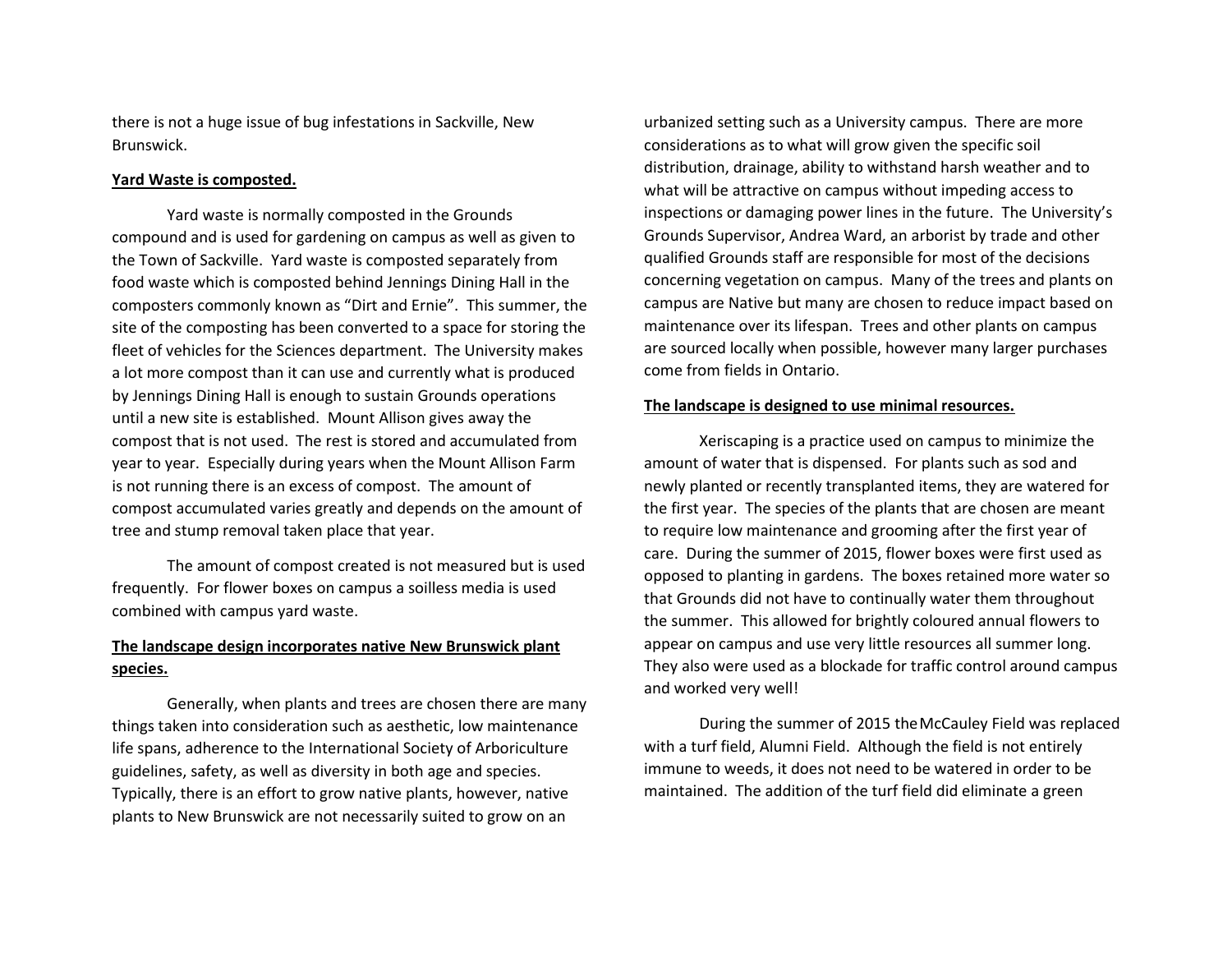there is not a huge issue of bug infestations in Sackville, New Brunswick.

**Yard Waste is composted.**

Yard waste is normally composted in the Grounds compound and is used for gardening on campus as well as given to the Town of Sackville. Yard waste is composted separately from food waste which is composted behind Jennings Dining Hall in the composters commonly known as "Dirt and Ernie". This summer, the site of the composting has been converted to a space for storing the fleet of vehicles for the Sciences department. The University makes a lot more compost than it can use and currently what is produced by Jennings Dining Hall is enough to sustain Grounds operations until a new site is established. Mount Allison gives away the compost that is not used. The rest is stored and accumulated from year to year. Especially during years when the Mount Allison Farm is not running there is an excess of compost. The amount of compost accumulated varies greatly and depends on the amount of tree and stump removal taken place that year.

The amount of compost created is not measured but is used frequently. For flower boxes on campus a soilless media is used combined with campus yard waste.

**The landscape design incorporates native New Brunswick plant species.**

Generally, when plants and trees are chosen there are many things taken into consideration such as aesthetic, low maintenance life spans, adherence to the International Society of Arboriculture guidelines, safety, as well as diversity in both age and species. Typically, there is an effort to grow native plants, however, native plants to New Brunswick are not necessarily suited to grow on an urbanized setting such as a University campus. There are more considerations as to what will grow given the specific soil distribution, drainage, ability to withstand harsh weather and to what will be attractive on campus without impeding access to inspections or damaging power lines in the future. The University's Grounds Supervisor, Andrea Ward, an arborist by trade and other qualified Grounds staff are responsible for most of the decisions concerning vegetation on campus. Many of the trees and plants on campus are Native but many are chosen to reduce impact based on maintenance over its lifespan. Trees and other plants on campus are sourced locally when possible, however many larger purchases come from fields in Ontario.

**The landscape is designed to use minimal resources.**

Xeriscaping is a practice used on campus to minimize the amount of water that is dispensed. For plants such as sod and newly planted or recently transplanted items, they are watered for the first year. The species of the plants that are chosen are meant to require low maintenance and grooming after the first year of care. During the summer of 2015, flower boxes were first used as opposed to planting in gardens. The boxes retained more water so that Grounds did not have to continually water them throughout the summer. This allowed for brightly coloured annual flowers to appear on campus and use very little resources all summer long. They also were used as a blockade for traffic control around campus and worked very well!

During the summer of 2015 the McCauley Field was replaced with a turf field, Alumni Field. Although the field is not entirely immune to weeds, it does not need to be watered in order to be maintained. The addition of the turf field did eliminate a green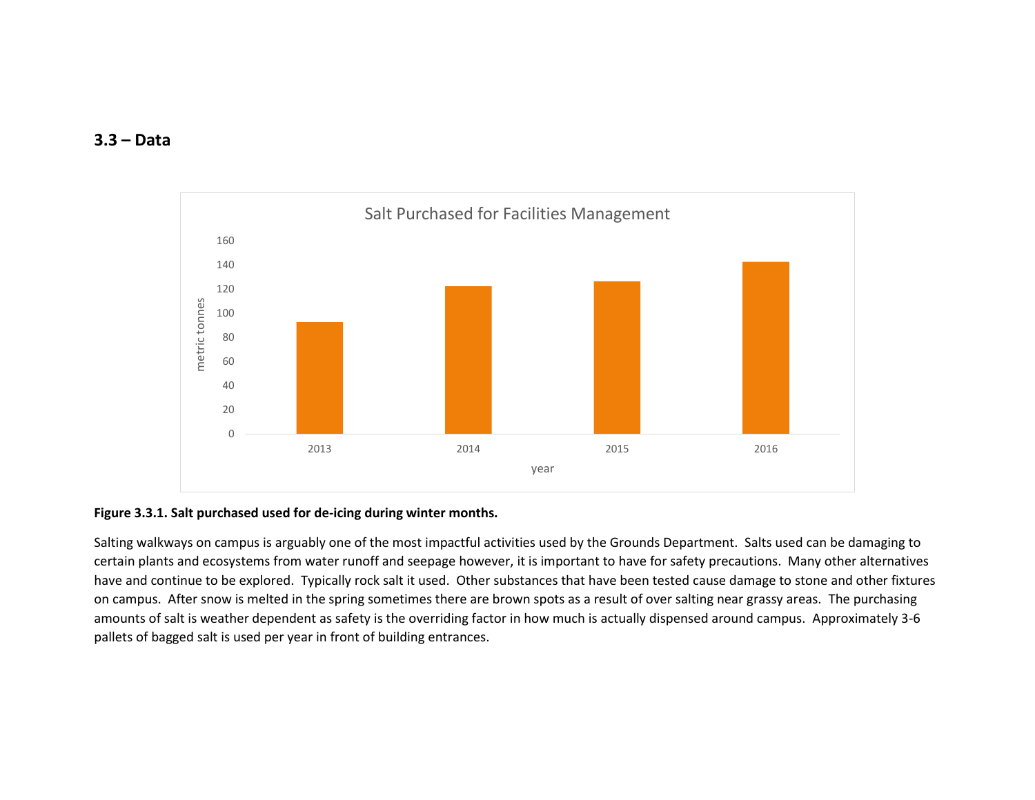## 3.3 – Data

**Figure 3.3.1. Salt purchased used for de-icing during winter months.**

Salting walkways on campus is arguably one of the most impactful activities used by the Grounds Department. Salts used can be damaging to certain plants and ecosystems from water runoff and seepage however, it is important to have for safety precautions. Many other alternatives have and continue to be explored. Typically rock salt it used. Other substances that have been tested cause damage to stone and other fixtures on campus. After snow is melted in the spring sometimes there are brown spots as a result of over salting near grassy areas. The purchasing amounts of salt is weather dependent as safety is the overriding factor in how much is actually dispensed around campus. Approximately 3-6 pallets of bagged salt is used per year in front of building entrances.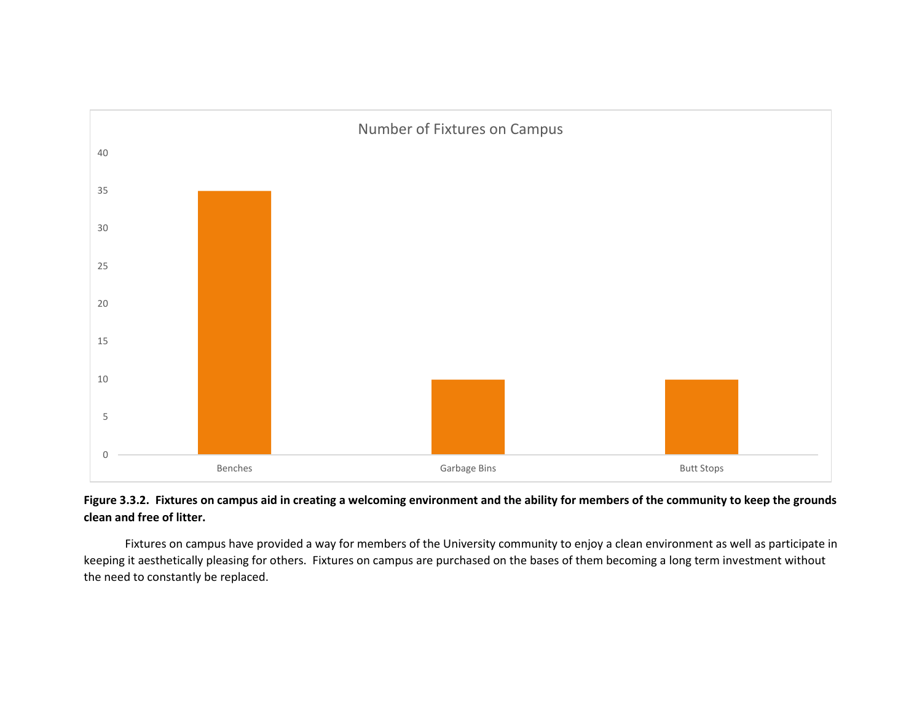**Figure 3.3.2. Fixtures on campus aid in creating a welcoming environment and the ability for members of the community to keep the grounds clean and free of litter.**

Fixtures on campus have provided a way for members of the University community to enjoy a clean environment as well as participate in keeping it aesthetically pleasing for others. Fixtures on campus are purchased on the bases of them becoming a long term investment without the need to constantly be replaced.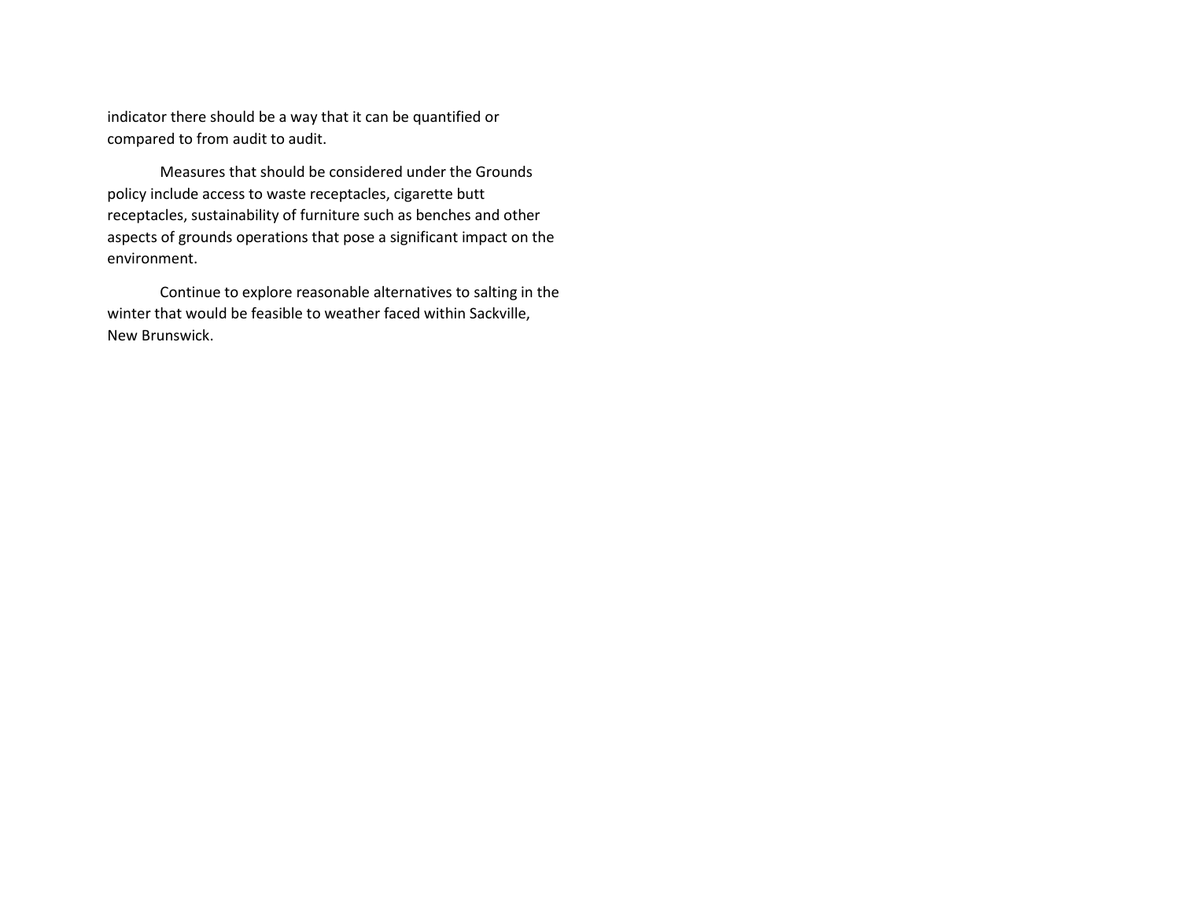indicator there should be a way that it can be quantified or compared to from audit to audit.

Measures that should be considered under the Grounds policy include access to waste receptacles, cigarette butt receptacles, sustainability of furniture such as benches and other aspects of grounds operations that pose a significant impact on the environment.

Continue to explore reasonable alternatives to salting in the winter that would be feasible to weather faced within Sackville, New Brunswick.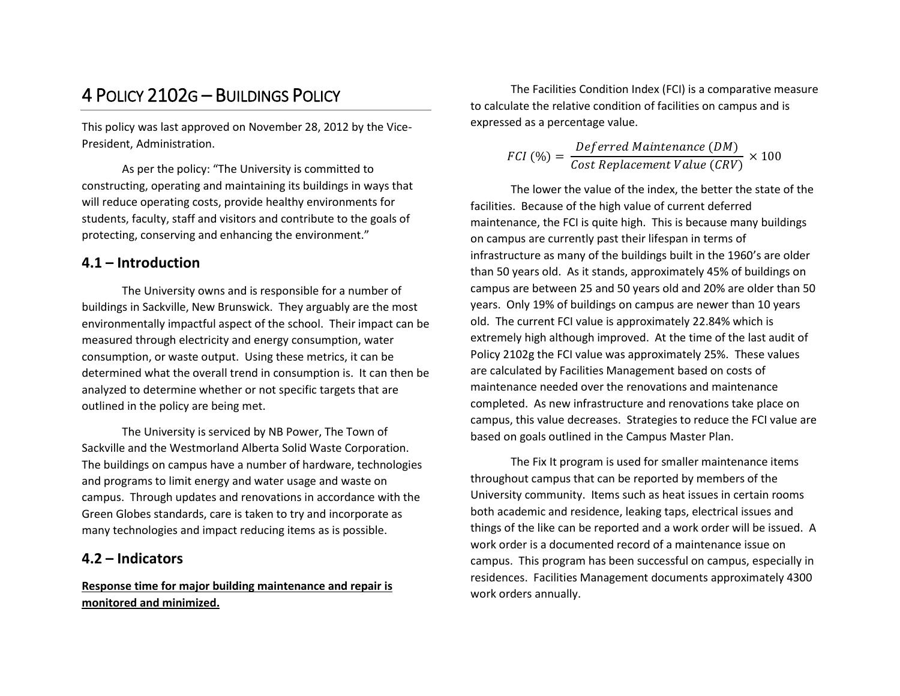# 4 Policy 2102g – Buildings Policy

This policy was last approved on November 28, 2012 by the Vice-President, Administration.

As per the policy: "The University is committed to constructing, operating and maintaining its buildings in ways that will reduce operating costs, provide healthy environments for students, faculty, staff and visitors and contribute to the goals of protecting, conserving and enhancing the environment."

## 4.1 – Introduction

The University owns and is responsible for a number of buildings in Sackville, New Brunswick. They arguably are the most environmentally impactful aspect of the school. Their impact can be measured through electricity and energy consumption, water consumption, or waste output. Using these metrics, it can be determined what the overall trend in consumption is. It can then be analyzed to determine whether or not specific targets that are outlined in the policy are being met.

The University is serviced by NB Power, The Town of Sackville and the Westmorland Alberta Solid Waste Corporation. The buildings on campus have a number of hardware, technologies and programs to limit energy and water usage and waste on campus. Through updates and renovations in accordance with the Green Globes standards, care is taken to try and incorporate as many technologies and impact reducing items as is possible.

## 4.2 – Indicators

**Response time for major building maintenance and repair is monitored and minimized.**

The Facilities Condition Index (FCI) is a comparative measure to calculate the relative condition of facilities on campus and is expressed as a percentage value.

$$FCI\ (\%) = \frac{Deferred\ Maintenance\ (DM)}{Cost\ Replacement\ Value\ (CRV)} \times 100$$

The lower the value of the index, the better the state of the facilities. Because of the high value of current deferred maintenance, the FCI is quite high. This is because many buildings on campus are currently past their lifespan in terms of infrastructure as many of the buildings built in the 1960's are older than 50 years old. As it stands, approximately 45% of buildings on campus are between 25 and 50 years old and 20% are older than 50 years. Only 19% of buildings on campus are newer than 10 years old. The current FCI value is approximately 22.84% which is extremely high although improved. At the time of the last audit of Policy 2102g the FCI value was approximately 25%. These values are calculated by Facilities Management based on costs of maintenance needed over the renovations and maintenance completed. As new infrastructure and renovations take place on campus, this value decreases. Strategies to reduce the FCI value are based on goals outlined in the Campus Master Plan.

The Fix It program is used for smaller maintenance items throughout campus that can be reported by members of the University community. Items such as heat issues in certain rooms both academic and residence, leaking taps, electrical issues and things of the like can be reported and a work order will be issued. A work order is a documented record of a maintenance issue on campus. This program has been successful on campus, especially in residences. Facilities Management documents approximately 4300 work orders annually.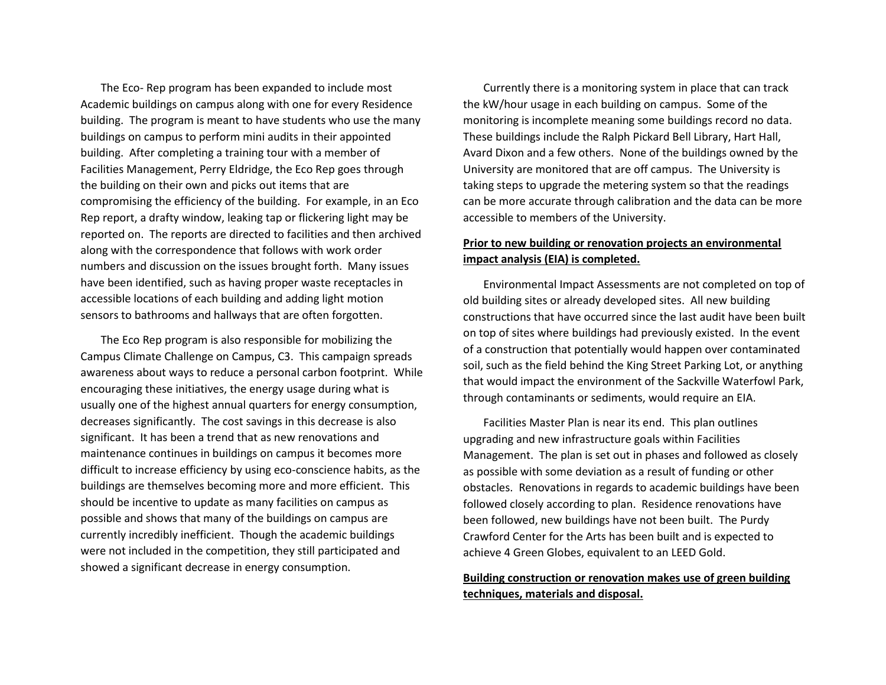The Eco- Rep program has been expanded to include most Academic buildings on campus along with one for every Residence building. The program is meant to have students who use the many buildings on campus to perform mini audits in their appointed building. After completing a training tour with a member of Facilities Management, Perry Eldridge, the Eco Rep goes through the building on their own and picks out items that are compromising the efficiency of the building. For example, in an Eco Rep report, a drafty window, leaking tap or flickering light may be reported on. The reports are directed to facilities and then archived along with the correspondence that follows with work order numbers and discussion on the issues brought forth. Many issues have been identified, such as having proper waste receptacles in accessible locations of each building and adding light motion sensors to bathrooms and hallways that are often forgotten.

The Eco Rep program is also responsible for mobilizing the Campus Climate Challenge on Campus, C3. This campaign spreads awareness about ways to reduce a personal carbon footprint. While encouraging these initiatives, the energy usage during what is usually one of the highest annual quarters for energy consumption, decreases significantly. The cost savings in this decrease is also significant. It has been a trend that as new renovations and maintenance continues in buildings on campus it becomes more difficult to increase efficiency by using eco-conscience habits, as the buildings are themselves becoming more and more efficient. This should be incentive to update as many facilities on campus as possible and shows that many of the buildings on campus are currently incredibly inefficient. Though the academic buildings were not included in the competition, they still participated and showed a significant decrease in energy consumption.

Currently there is a monitoring system in place that can track the kW/hour usage in each building on campus. Some of the monitoring is incomplete meaning some buildings record no data. These buildings include the Ralph Pickard Bell Library, Hart Hall, Avard Dixon and a few others. None of the buildings owned by the University are monitored that are off campus. The University is taking steps to upgrade the metering system so that the readings can be more accurate through calibration and the data can be more accessible to members of the University.

**Prior to new building or renovation projects an environmental impact analysis (EIA) is completed.**

Environmental Impact Assessments are not completed on top of old building sites or already developed sites. All new building constructions that have occurred since the last audit have been built on top of sites where buildings had previously existed. In the event of a construction that potentially would happen over contaminated soil, such as the field behind the King Street Parking Lot, or anything that would impact the environment of the Sackville Waterfowl Park, through contaminants or sediments, would require an EIA.

Facilities Master Plan is near its end. This plan outlines upgrading and new infrastructure goals within Facilities Management. The plan is set out in phases and followed as closely as possible with some deviation as a result of funding or other obstacles. Renovations in regards to academic buildings have been followed closely according to plan. Residence renovations have been followed, new buildings have not been built. The Purdy Crawford Center for the Arts has been built and is expected to achieve 4 Green Globes, equivalent to an LEED Gold.

**Building construction or renovation makes use of green building techniques, materials and disposal.**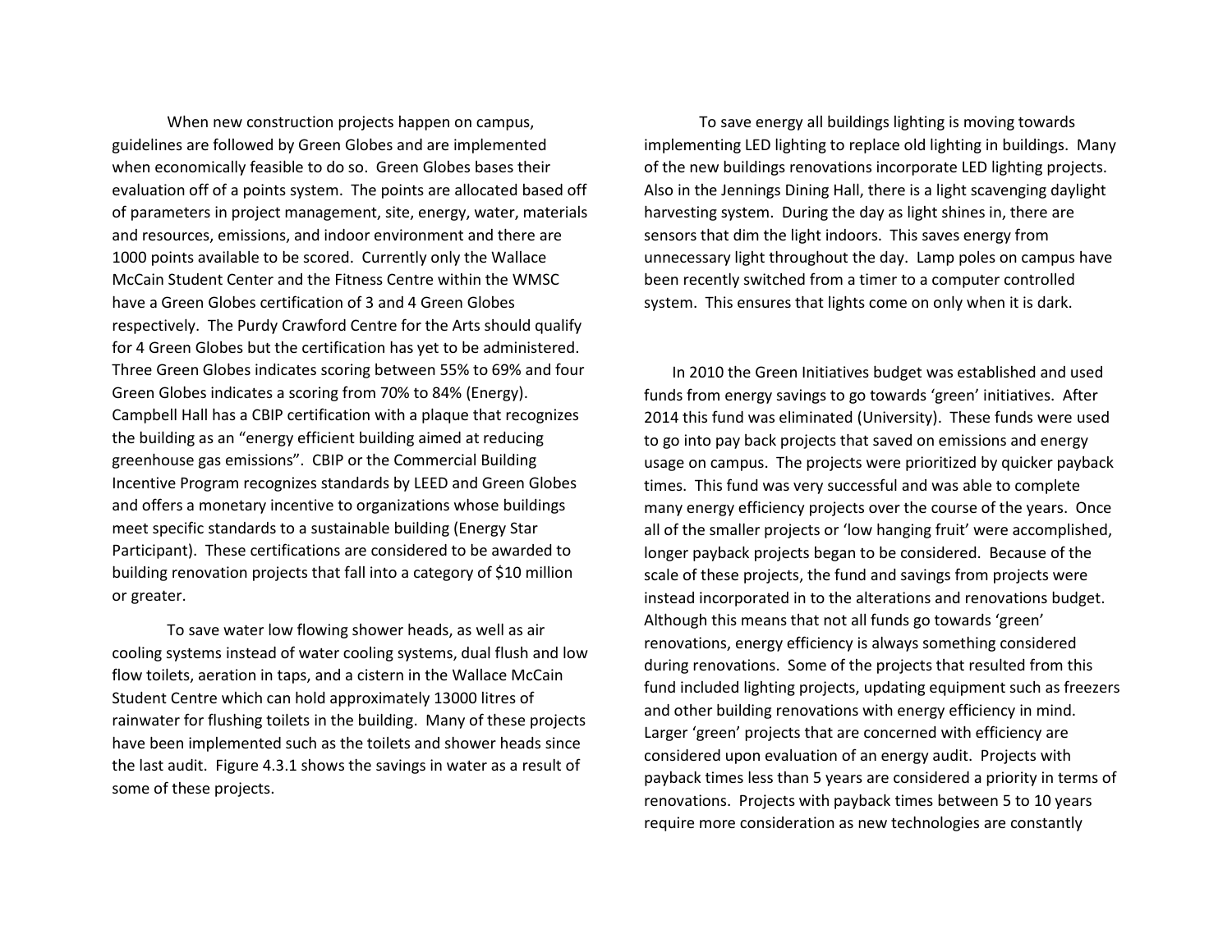When new construction projects happen on campus, guidelines are followed by Green Globes and are implemented when economically feasible to do so. Green Globes bases their evaluation off of a points system. The points are allocated based off of parameters in project management, site, energy, water, materials and resources, emissions, and indoor environment and there are 1000 points available to be scored. Currently only the Wallace McCain Student Center and the Fitness Centre within the WMSC have a Green Globes certification of 3 and 4 Green Globes respectively. The Purdy Crawford Centre for the Arts should qualify for 4 Green Globes but the certification has yet to be administered. Three Green Globes indicates scoring between 55% to 69% and four Green Globes indicates a scoring from 70% to 84% (Energy). Campbell Hall has a CBIP certification with a plaque that recognizes the building as an "energy efficient building aimed at reducing greenhouse gas emissions". CBIP or the Commercial Building Incentive Program recognizes standards by LEED and Green Globes and offers a monetary incentive to organizations whose buildings meet specific standards to a sustainable building (Energy Star Participant). These certifications are considered to be awarded to building renovation projects that fall into a category of $10 million or greater.

To save water low flowing shower heads, as well as air cooling systems instead of water cooling systems, dual flush and low flow toilets, aeration in taps, and a cistern in the Wallace McCain Student Centre which can hold approximately 13000 litres of rainwater for flushing toilets in the building. Many of these projects have been implemented such as the toilets and shower heads since the last audit. Figure 4.3.1 shows the savings in water as a result of some of these projects.

To save energy all buildings lighting is moving towards implementing LED lighting to replace old lighting in buildings. Many of the new buildings renovations incorporate LED lighting projects. Also in the Jennings Dining Hall, there is a light scavenging daylight harvesting system. During the day as light shines in, there are sensors that dim the light indoors. This saves energy from unnecessary light throughout the day. Lamp poles on campus have been recently switched from a timer to a computer controlled system. This ensures that lights come on only when it is dark.

In 2010 the Green Initiatives budget was established and used funds from energy savings to go towards 'green' initiatives. After 2014 this fund was eliminated (University). These funds were used to go into pay back projects that saved on emissions and energy usage on campus. The projects were prioritized by quicker payback times. This fund was very successful and was able to complete many energy efficiency projects over the course of the years. Once all of the smaller projects or 'low hanging fruit' were accomplished, longer payback projects began to be considered. Because of the scale of these projects, the fund and savings from projects were instead incorporated in to the alterations and renovations budget. Although this means that not all funds go towards 'green' renovations, energy efficiency is always something considered during renovations. Some of the projects that resulted from this fund included lighting projects, updating equipment such as freezers and other building renovations with energy efficiency in mind. Larger 'green' projects that are concerned with efficiency are considered upon evaluation of an energy audit. Projects with payback times less than 5 years are considered a priority in terms of renovations. Projects with payback times between 5 to 10 years require more consideration as new technologies are constantly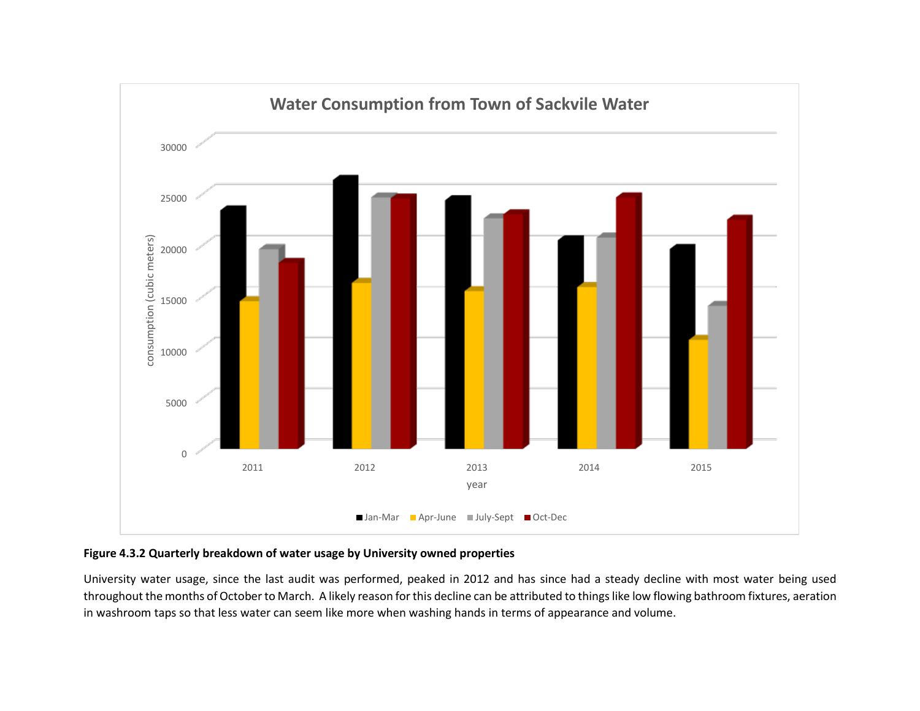**Figure 4.3.2 Quarterly breakdown of water usage by University owned properties**

University water usage, since the last audit was performed, peaked in 2012 and has since had a steady decline with most water being used throughout the months of October to March. A likely reason for this decline can be attributed to things like low flowing bathroom fixtures, aeration in washroom taps so that less water can seem like more when washing hands in terms of appearance and volume.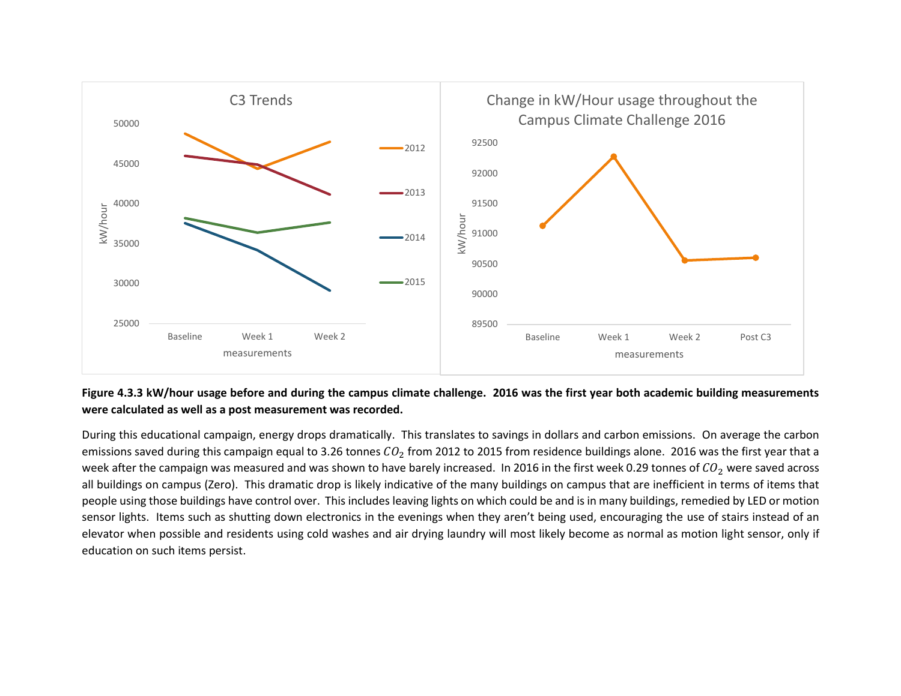**Figure 4.3.3 kW/hour usage before and during the campus climate challenge. 2016 was the first year both academic building measurements were calculated as well as a post measurement was recorded.**

During this educational campaign, energy drops dramatically. This translates to savings in dollars and carbon emissions. On average the carbon emissions saved during this campaign equal to 3.26 tonnes $CO_2$ from 2012 to 2015 from residence buildings alone. 2016 was the first year that a week after the campaign was measured and was shown to have barely increased. In 2016 in the first week 0.29 tonnes of $CO_2$ were saved across all buildings on campus (Zero). This dramatic drop is likely indicative of the many buildings on campus that are inefficient in terms of items that people using those buildings have control over. This includes leaving lights on which could be and is in many buildings, remedied by LED or motion sensor lights. Items such as shutting down electronics in the evenings when they aren't being used, encouraging the use of stairs instead of an elevator when possible and residents using cold washes and air drying laundry will most likely become as normal as motion light sensor, only if education on such items persist.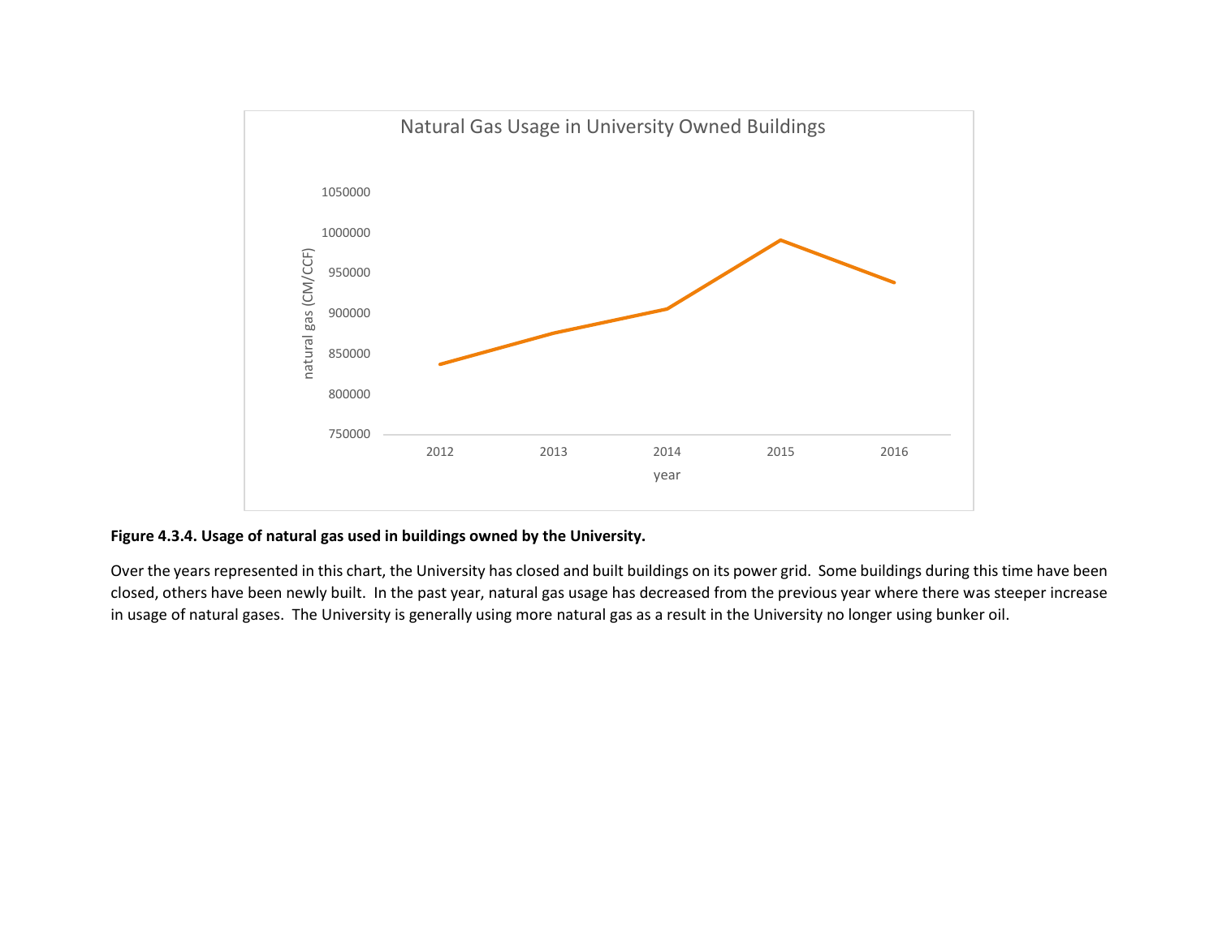**Figure 4.3.4. Usage of natural gas used in buildings owned by the University.**

Over the years represented in this chart, the University has closed and built buildings on its power grid. Some buildings during this time have been closed, others have been newly built. In the past year, natural gas usage has decreased from the previous year where there was steeper increase in usage of natural gases. The University is generally using more natural gas as a result in the University no longer using bunker oil.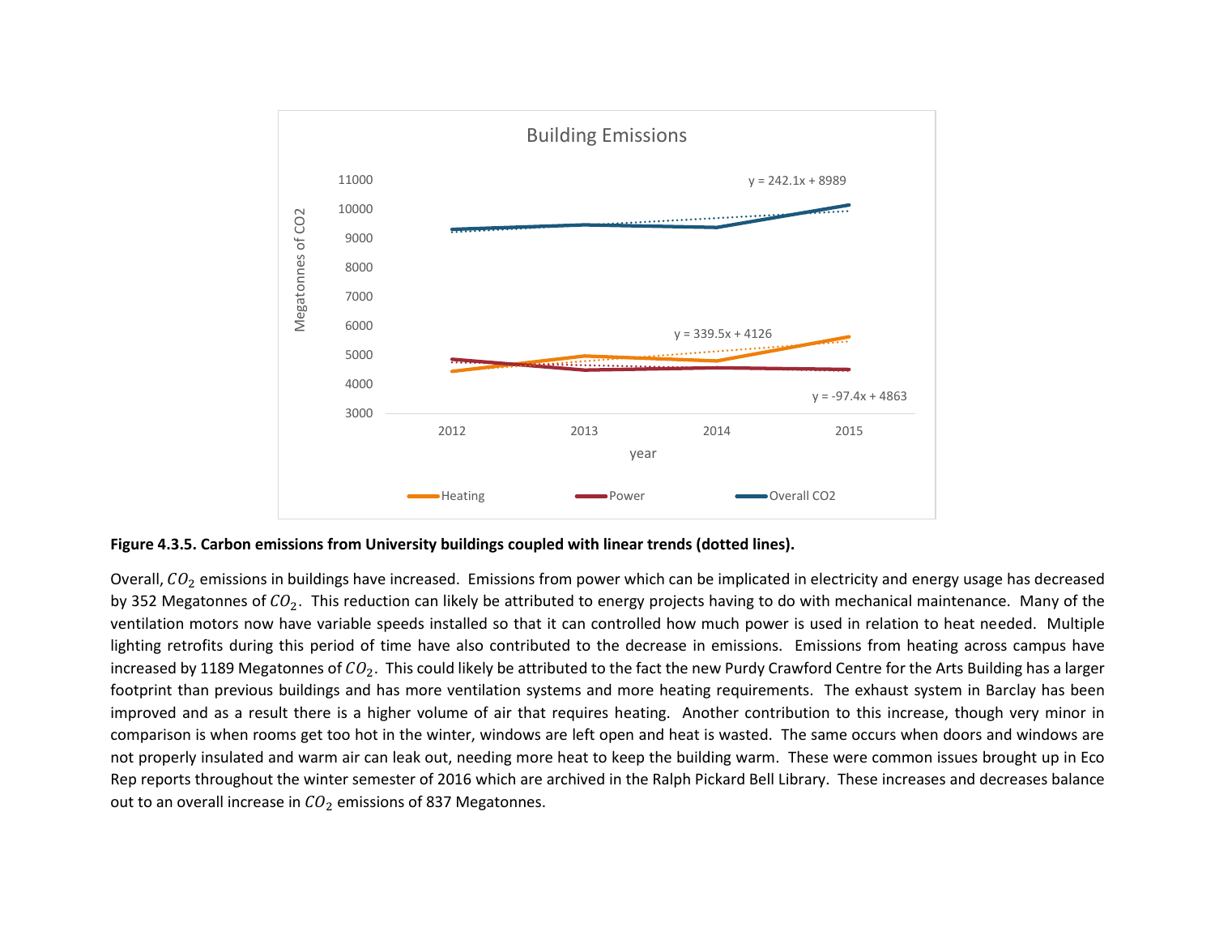**Figure 4.3.5. Carbon emissions from University buildings coupled with linear trends (dotted lines).**

Overall, $CO_2$ emissions in buildings have increased. Emissions from power which can be implicated in electricity and energy usage has decreased by 352 Megatonnes of $CO_2$. This reduction can likely be attributed to energy projects having to do with mechanical maintenance. Many of the ventilation motors now have variable speeds installed so that it can controlled how much power is used in relation to heat needed. Multiple lighting retrofits during this period of time have also contributed to the decrease in emissions. Emissions from heating across campus have increased by 1189 Megatonnes of $CO_2$. This could likely be attributed to the fact the new Purdy Crawford Centre for the Arts Building has a larger footprint than previous buildings and has more ventilation systems and more heating requirements. The exhaust system in Barclay has been improved and as a result there is a higher volume of air that requires heating. Another contribution to this increase, though very minor in comparison is when rooms get too hot in the winter, windows are left open and heat is wasted. The same occurs when doors and windows are not properly insulated and warm air can leak out, needing more heat to keep the building warm. These were common issues brought up in Eco Rep reports throughout the winter semester of 2016 which are archived in the Ralph Pickard Bell Library. These increases and decreases balance out to an overall increase in $CO_2$ emissions of 837 Megatonnes.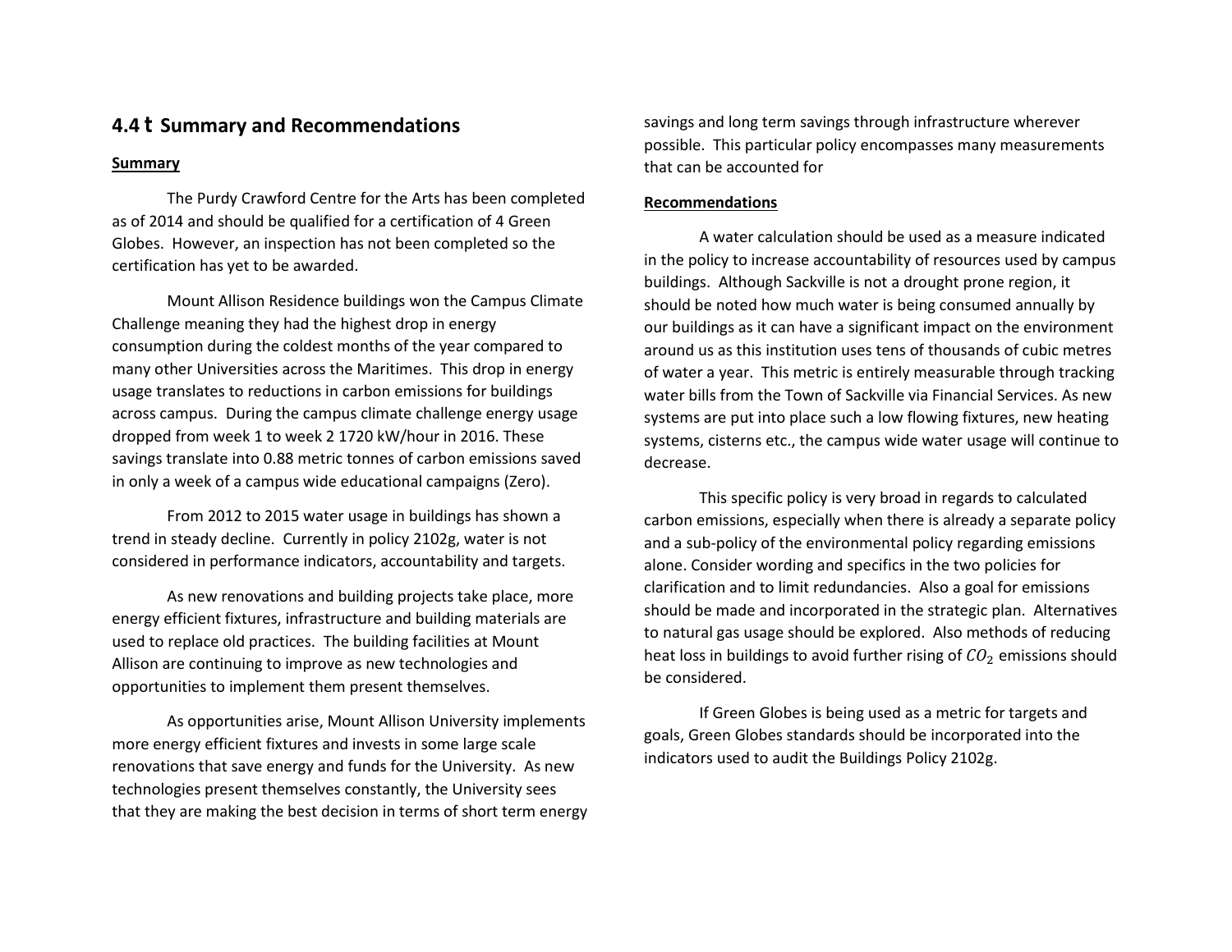## 4.4 t Summary and Recommendations

**Summary**

The Purdy Crawford Centre for the Arts has been completed as of 2014 and should be qualified for a certification of 4 Green Globes. However, an inspection has not been completed so the certification has yet to be awarded.

Mount Allison Residence buildings won the Campus Climate Challenge meaning they had the highest drop in energy consumption during the coldest months of the year compared to many other Universities across the Maritimes. This drop in energy usage translates to reductions in carbon emissions for buildings across campus. During the campus climate challenge energy usage dropped from week 1 to week 2 1720 kW/hour in 2016. These savings translate into 0.88 metric tonnes of carbon emissions saved in only a week of a campus wide educational campaigns (Zero).

From 2012 to 2015 water usage in buildings has shown a trend in steady decline. Currently in policy 2102g, water is not considered in performance indicators, accountability and targets.

As new renovations and building projects take place, more energy efficient fixtures, infrastructure and building materials are used to replace old practices. The building facilities at Mount Allison are continuing to improve as new technologies and opportunities to implement them present themselves.

As opportunities arise, Mount Allison University implements more energy efficient fixtures and invests in some large scale renovations that save energy and funds for the University. As new technologies present themselves constantly, the University sees that they are making the best decision in terms of short term energy savings and long term savings through infrastructure wherever possible. This particular policy encompasses many measurements that can be accounted for

**Recommendations**

A water calculation should be used as a measure indicated in the policy to increase accountability of resources used by campus buildings. Although Sackville is not a drought prone region, it should be noted how much water is being consumed annually by our buildings as it can have a significant impact on the environment around us as this institution uses tens of thousands of cubic metres of water a year. This metric is entirely measurable through tracking water bills from the Town of Sackville via Financial Services. As new systems are put into place such a low flowing fixtures, new heating systems, cisterns etc., the campus wide water usage will continue to decrease.

This specific policy is very broad in regards to calculated carbon emissions, especially when there is already a separate policy and a sub-policy of the environmental policy regarding emissions alone. Consider wording and specifics in the two policies for clarification and to limit redundancies. Also a goal for emissions should be made and incorporated in the strategic plan. Alternatives to natural gas usage should be explored. Also methods of reducing heat loss in buildings to avoid further rising of $CO_2$ emissions should be considered.

If Green Globes is being used as a metric for targets and goals, Green Globes standards should be incorporated into the indicators used to audit the Buildings Policy 2102g.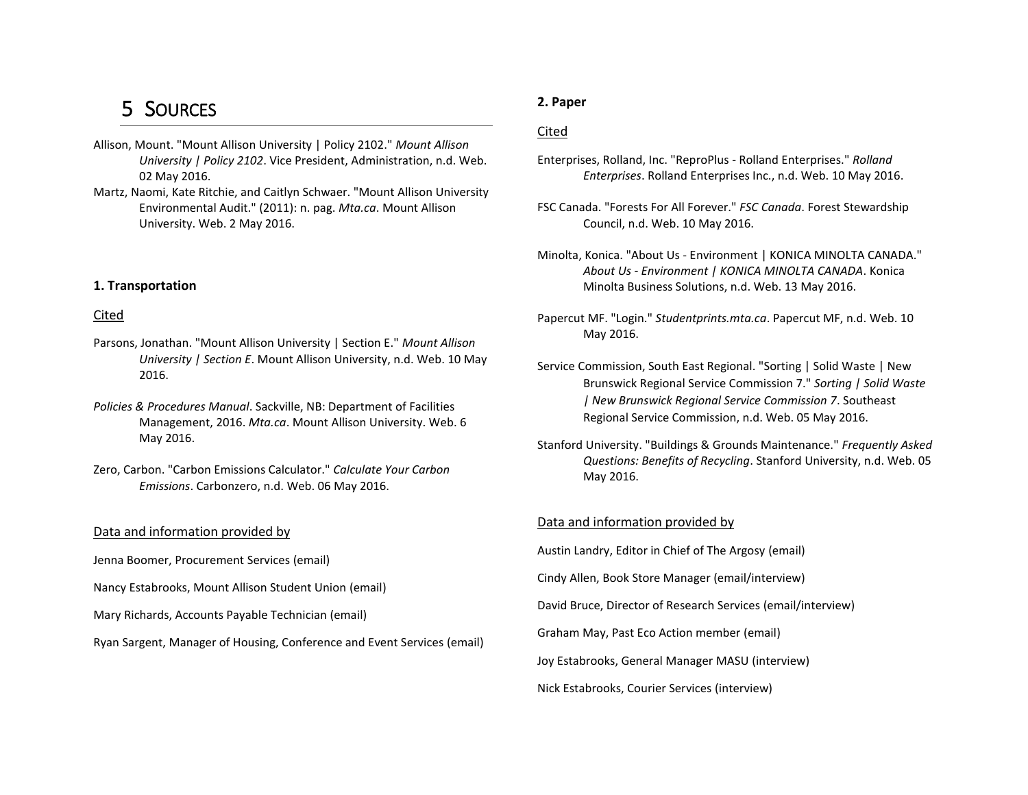# 5 Sources

Allison, Mount. "Mount Allison University | Policy 2102." *Mount Allison University | Policy 2102*. Vice President, Administration, n.d. Web. 02 May 2016.

Martz, Naomi, Kate Ritchie, and Caitlyn Schwaer. "Mount Allison University Environmental Audit." (2011): n. pag. *Mta.ca*. Mount Allison University. Web. 2 May 2016.

**1. Transportation**

Cited

Parsons, Jonathan. "Mount Allison University | Section E." *Mount Allison University | Section E*. Mount Allison University, n.d. Web. 10 May 2016.

*Policies & Procedures Manual*. Sackville, NB: Department of Facilities Management, 2016. *Mta.ca*. Mount Allison University. Web. 6 May 2016.

Zero, Carbon. "Carbon Emissions Calculator." *Calculate Your Carbon Emissions*. Carbonzero, n.d. Web. 06 May 2016.

Data and information provided by

Jenna Boomer, Procurement Services (email)

Nancy Estabrooks, Mount Allison Student Union (email)

Mary Richards, Accounts Payable Technician (email)

Ryan Sargent, Manager of Housing, Conference and Event Services (email)

**2. Paper**

Cited

Enterprises, Rolland, Inc. "ReproPlus - Rolland Enterprises." *Rolland Enterprises*. Rolland Enterprises Inc., n.d. Web. 10 May 2016.

FSC Canada. "Forests For All Forever." *FSC Canada*. Forest Stewardship Council, n.d. Web. 10 May 2016.

Minolta, Konica. "About Us - Environment | KONICA MINOLTA CANADA." *About Us - Environment | KONICA MINOLTA CANADA*. Konica Minolta Business Solutions, n.d. Web. 13 May 2016.

Papercut MF. "Login." *Studentprints.mta.ca*. Papercut MF, n.d. Web. 10 May 2016.

Service Commission, South East Regional. "Sorting | Solid Waste | New Brunswick Regional Service Commission 7." *Sorting | Solid Waste | New Brunswick Regional Service Commission 7*. Southeast Regional Service Commission, n.d. Web. 05 May 2016.

Stanford University. "Buildings & Grounds Maintenance." *Frequently Asked Questions: Benefits of Recycling*. Stanford University, n.d. Web. 05 May 2016.

Data and information provided by

Austin Landry, Editor in Chief of The Argosy (email)

Cindy Allen, Book Store Manager (email/interview)

David Bruce, Director of Research Services (email/interview)

Graham May, Past Eco Action member (email)

Joy Estabrooks, General Manager MASU (interview)

Nick Estabrooks, Courier Services (interview)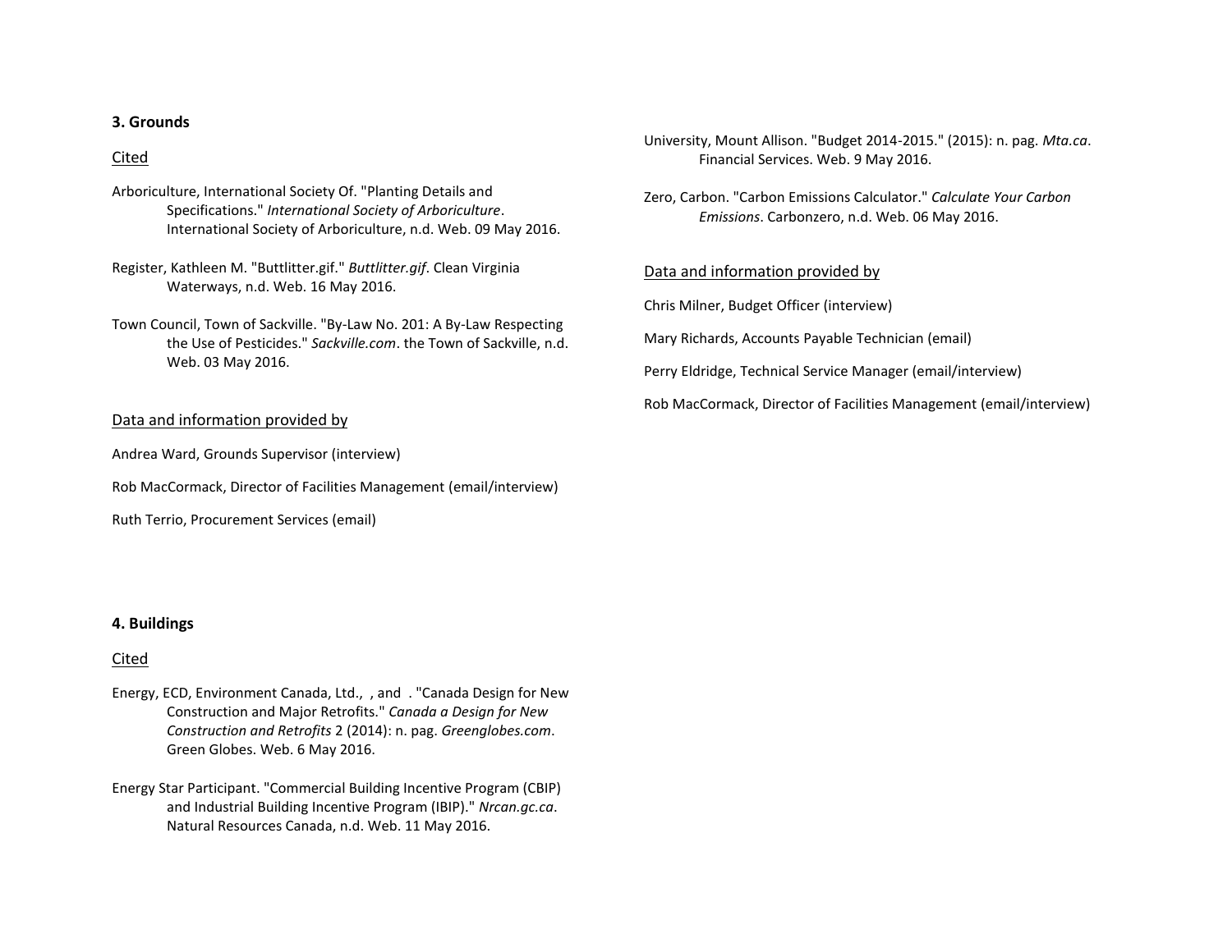### 3. Grounds

Cited

Arboriculture, International Society Of. "Planting Details and Specifications." *International Society of Arboriculture*. International Society of Arboriculture, n.d. Web. 09 May 2016.

Register, Kathleen M. "Buttlitter.gif." *Buttlitter.gif*. Clean Virginia Waterways, n.d. Web. 16 May 2016.

Town Council, Town of Sackville. "By-Law No. 201: A By-Law Respecting the Use of Pesticides." *Sackville.com*. the Town of Sackville, n.d. Web. 03 May 2016.

Data and information provided by

Andrea Ward, Grounds Supervisor (interview)

Rob MacCormack, Director of Facilities Management (email/interview)

Ruth Terrio, Procurement Services (email)

### 4. Buildings

Cited

Energy, ECD, Environment Canada, Ltd., , and . "Canada Design for New Construction and Major Retrofits." *Canada a Design for New Construction and Retrofits* 2 (2014): n. pag. *Greenglobes.com*. Green Globes. Web. 6 May 2016.

Energy Star Participant. "Commercial Building Incentive Program (CBIP) and Industrial Building Incentive Program (IBIP)." *Nrcan.gc.ca*. Natural Resources Canada, n.d. Web. 11 May 2016.

University, Mount Allison. "Budget 2014-2015." (2015): n. pag. *Mta.ca*. Financial Services. Web. 9 May 2016.

Zero, Carbon. "Carbon Emissions Calculator." *Calculate Your Carbon Emissions*. Carbonzero, n.d. Web. 06 May 2016.

Data and information provided by

Chris Milner, Budget Officer (interview)

Mary Richards, Accounts Payable Technician (email)

Perry Eldridge, Technical Service Manager (email/interview)

Rob MacCormack, Director of Facilities Management (email/interview)